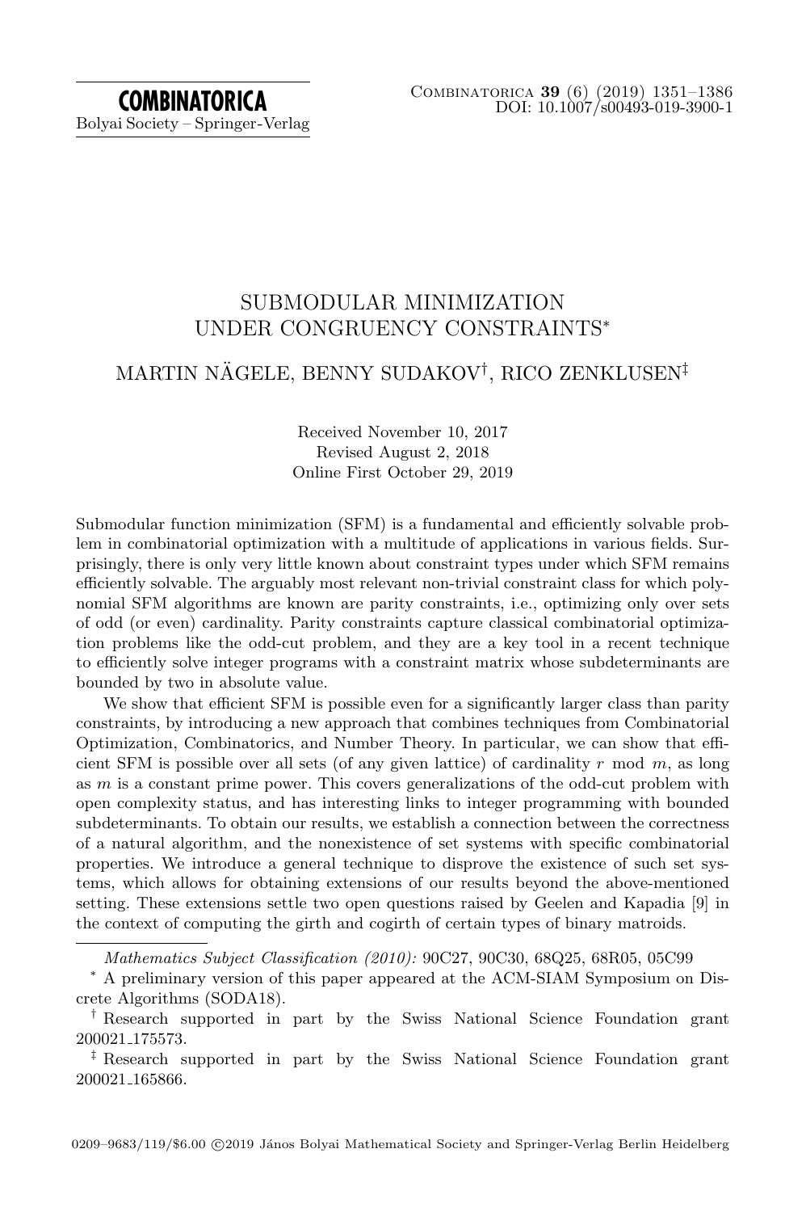# SUBMODULAR MINIMIZATION UNDER CONGRUENCY CONSTRAINTS*

## MARTIN NÄGELE, BENNY SUDAKOV[†], RICO ZENKLUSEN[‡]

Received November 10, 2017
Revised August 2, 2018
Online First October 29, 2019

Submodular function minimization (SFM) is a fundamental and efficiently solvable problem in combinatorial optimization with a multitude of applications in various fields. Surprisingly, there is only very little known about constraint types under which SFM remains efficiently solvable. The arguably most relevant non-trivial constraint class for which polynomial SFM algorithms are known are parity constraints, i.e., optimizing only over sets of odd (or even) cardinality. Parity constraints capture classical combinatorial optimization problems like the odd-cut problem, and they are a key tool in a recent technique to efficiently solve integer programs with a constraint matrix whose subdeterminants are bounded by two in absolute value.

We show that efficient SFM is possible even for a significantly larger class than parity constraints, by introducing a new approach that combines techniques from Combinatorial Optimization, Combinatorics, and Number Theory. In particular, we can show that efficient SFM is possible over all sets (of any given lattice) of cardinality $r \bmod m$, as long as $m$ is a constant prime power. This covers generalizations of the odd-cut problem with open complexity status, and has interesting links to integer programming with bounded subdeterminants. To obtain our results, we establish a connection between the correctness of a natural algorithm, and the nonexistence of set systems with specific combinatorial properties. We introduce a general technique to disprove the existence of such set systems, which allows for obtaining extensions of our results beyond the above-mentioned setting. These extensions settle two open questions raised by Geelen and Kapadia [9] in the context of computing the girth and cogirth of certain types of binary matroids.

---

*Mathematics Subject Classification (2010):* 90C27, 90C30, 68Q25, 68R05, 05C99

\* A preliminary version of this paper appeared at the ACM-SIAM Symposium on Discrete Algorithms (SODA18).

[†] Research supported in part by the Swiss National Science Foundation grant 200021_175573.

[‡] Research supported in part by the Swiss National Science Foundation grant 200021_165866.

0209–9683/119/$6.00 ©2019 János Bolyai Mathematical Society and Springer-Verlag Berlin Heidelberg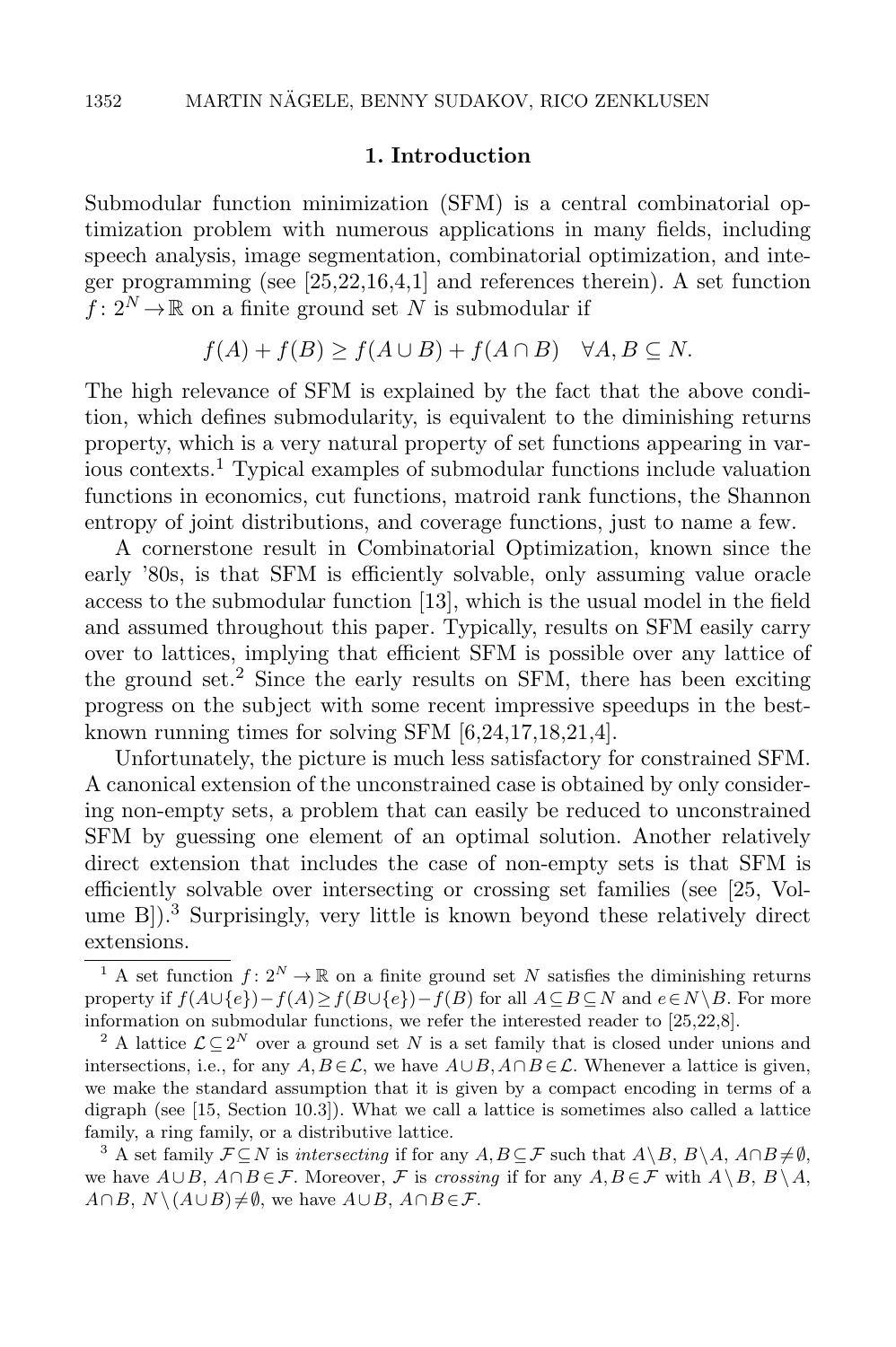## 1. Introduction

Submodular function minimization (SFM) is a central combinatorial optimization problem with numerous applications in many fields, including speech analysis, image segmentation, combinatorial optimization, and integer programming (see [25,22,16,4,1] and references therein). A set function $f\colon 2^N \to \mathbb{R}$ on a finite ground set $N$ is submodular if

$$f(A) + f(B) \geq f(A \cup B) + f(A \cap B) \quad \forall A, B \subseteq N.$$

The high relevance of SFM is explained by the fact that the above condition, which defines submodularity, is equivalent to the diminishing returns property, which is a very natural property of set functions appearing in various contexts.[1] Typical examples of submodular functions include valuation functions in economics, cut functions, matroid rank functions, the Shannon entropy of joint distributions, and coverage functions, just to name a few.

A cornerstone result in Combinatorial Optimization, known since the early '80s, is that SFM is efficiently solvable, only assuming value oracle access to the submodular function [13], which is the usual model in the field and assumed throughout this paper. Typically, results on SFM easily carry over to lattices, implying that efficient SFM is possible over any lattice of the ground set.[2] Since the early results on SFM, there has been exciting progress on the subject with some recent impressive speedups in the best-known running times for solving SFM [6,24,17,18,21,4].

Unfortunately, the picture is much less satisfactory for constrained SFM. A canonical extension of the unconstrained case is obtained by only considering non-empty sets, a problem that can easily be reduced to unconstrained SFM by guessing one element of an optimal solution. Another relatively direct extension that includes the case of non-empty sets is that SFM is efficiently solvable over intersecting or crossing set families (see [25, Volume B]).[3] Surprisingly, very little is known beyond these relatively direct extensions.

---

[1] A set function $f\colon 2^N \to \mathbb{R}$ on a finite ground set $N$ satisfies the diminishing returns property if $f(A \cup \{e\}) - f(A) \geq f(B \cup \{e\}) - f(B)$ for all $A \subseteq B \subseteq N$ and $e \in N \setminus B$. For more information on submodular functions, we refer the interested reader to [25,22,8].

[2] A lattice $\mathcal{L} \subseteq 2^N$ over a ground set $N$ is a set family that is closed under unions and intersections, i.e., for any $A, B \in \mathcal{L}$, we have $A \cup B, A \cap B \in \mathcal{L}$. Whenever a lattice is given, we make the standard assumption that it is given by a compact encoding in terms of a digraph (see [15, Section 10.3]). What we call a lattice is sometimes also called a lattice family, a ring family, or a distributive lattice.

[3] A set family $\mathcal{F} \subseteq N$ is *intersecting* if for any $A, B \subseteq \mathcal{F}$ such that $A \setminus B$, $B \setminus A$, $A \cap B \neq \emptyset$, we have $A \cup B$, $A \cap B \in \mathcal{F}$. Moreover, $\mathcal{F}$ is *crossing* if for any $A, B \in \mathcal{F}$ with $A \setminus B$, $B \setminus A$, $A \cap B$, $N \setminus (A \cup B) \neq \emptyset$, we have $A \cup B$, $A \cap B \in \mathcal{F}$.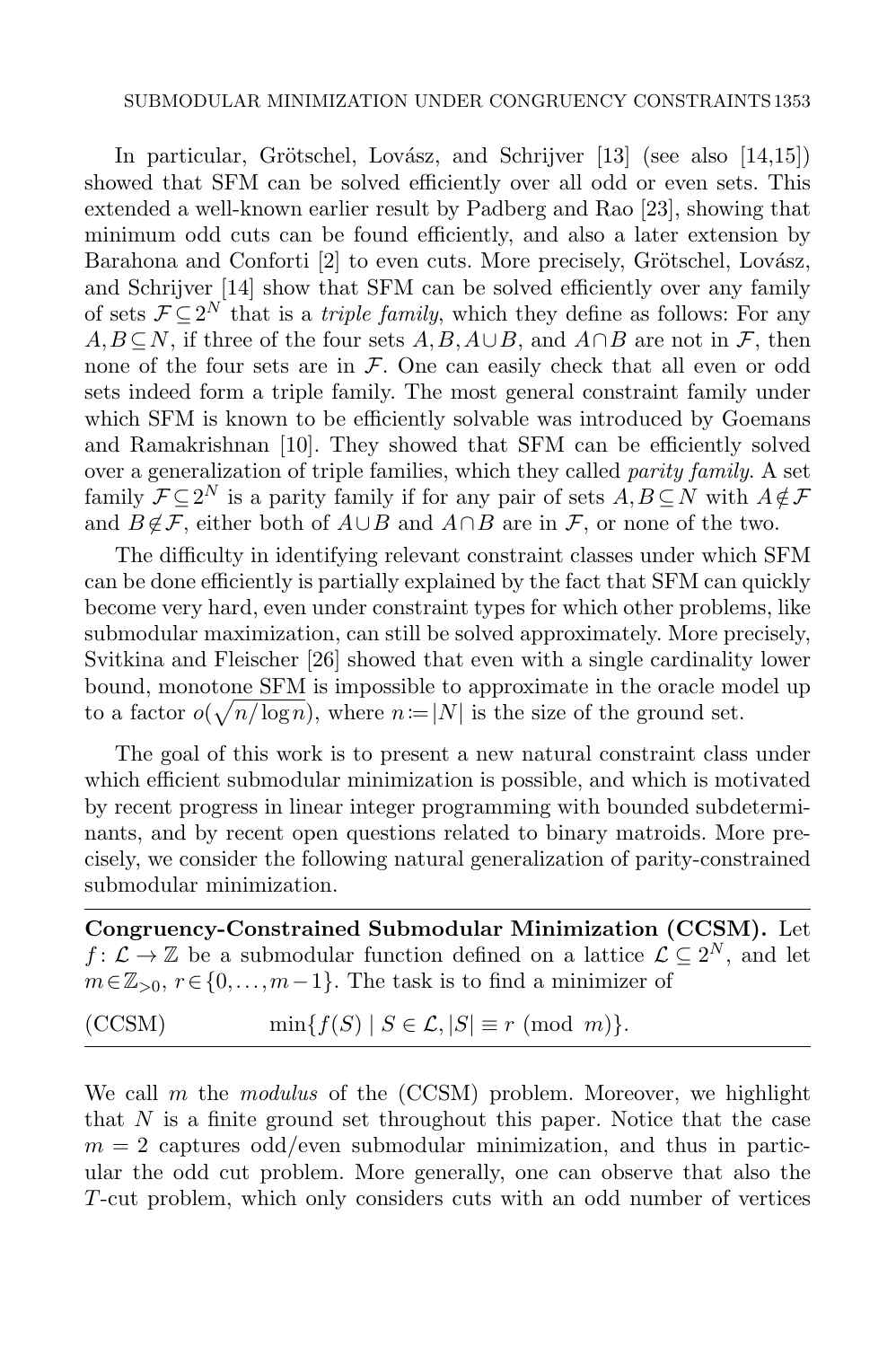In particular, Grötschel, Lovász, and Schrijver [13] (see also [14,15]) showed that SFM can be solved efficiently over all odd or even sets. This extended a well-known earlier result by Padberg and Rao [23], showing that minimum odd cuts can be found efficiently, and also a later extension by Barahona and Conforti [2] to even cuts. More precisely, Grötschel, Lovász, and Schrijver [14] show that SFM can be solved efficiently over any family of sets $\mathcal{F} \subseteq 2^N$ that is a *triple family*, which they define as follows: For any $A, B \subseteq N$, if three of the four sets $A, B, A \cup B$, and $A \cap B$ are not in $\mathcal{F}$, then none of the four sets are in $\mathcal{F}$. One can easily check that all even or odd sets indeed form a triple family. The most general constraint family under which SFM is known to be efficiently solvable was introduced by Goemans and Ramakrishnan [10]. They showed that SFM can be efficiently solved over a generalization of triple families, which they called *parity family*. A set family $\mathcal{F} \subseteq 2^N$ is a parity family if for any pair of sets $A, B \subseteq N$ with $A \notin \mathcal{F}$ and $B \notin \mathcal{F}$, either both of $A \cup B$ and $A \cap B$ are in $\mathcal{F}$, or none of the two.

The difficulty in identifying relevant constraint classes under which SFM can be done efficiently is partially explained by the fact that SFM can quickly become very hard, even under constraint types for which other problems, like submodular maximization, can still be solved approximately. More precisely, Svitkina and Fleischer [26] showed that even with a single cardinality lower bound, monotone SFM is impossible to approximate in the oracle model up to a factor $o(\sqrt{n/\log n})$, where $n := |N|$ is the size of the ground set.

The goal of this work is to present a new natural constraint class under which efficient submodular minimization is possible, and which is motivated by recent progress in linear integer programming with bounded subdeterminants, and by recent open questions related to binary matroids. More precisely, we consider the following natural generalization of parity-constrained submodular minimization.

---

**Congruency-Constrained Submodular Minimization (CCSM).** Let $f : \mathcal{L} \to \mathbb{Z}$ be a submodular function defined on a lattice $\mathcal{L} \subseteq 2^N$, and let $m \in \mathbb{Z}_{>0}$, $r \in \{0, \ldots, m-1\}$. The task is to find a minimizer of

$$\text{(CCSM)} \qquad \min\{f(S) \mid S \in \mathcal{L}, |S| \equiv r \pmod{m}\}.$$

---

We call $m$ the *modulus* of the (CCSM) problem. Moreover, we highlight that $N$ is a finite ground set throughout this paper. Notice that the case $m = 2$ captures odd/even submodular minimization, and thus in particular the odd cut problem. More generally, one can observe that also the $T$-cut problem, which only considers cuts with an odd number of vertices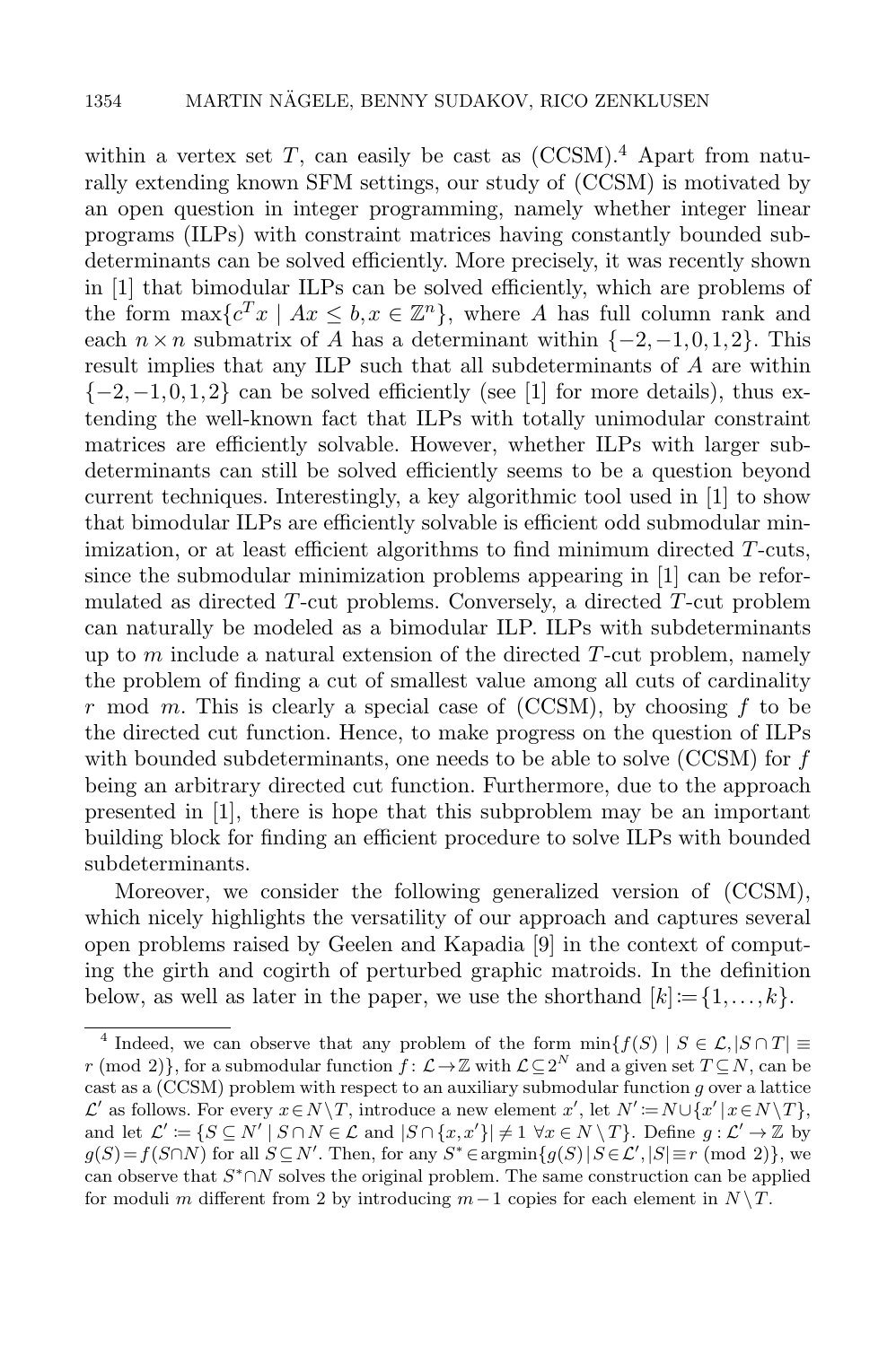within a vertex set $T$, can easily be cast as (CCSM).[4] Apart from naturally extending known SFM settings, our study of (CCSM) is motivated by an open question in integer programming, namely whether integer linear programs (ILPs) with constraint matrices having constantly bounded subdeterminants can be solved efficiently. More precisely, it was recently shown in [1] that bimodular ILPs can be solved efficiently, which are problems of the form $\max\{c^T x \mid Ax \leq b, x \in \mathbb{Z}^n\}$, where $A$ has full column rank and each $n \times n$ submatrix of $A$ has a determinant within $\{-2, -1, 0, 1, 2\}$. This result implies that any ILP such that all subdeterminants of $A$ are within $\{-2, -1, 0, 1, 2\}$ can be solved efficiently (see [1] for more details), thus extending the well-known fact that ILPs with totally unimodular constraint matrices are efficiently solvable. However, whether ILPs with larger subdeterminants can still be solved efficiently seems to be a question beyond current techniques. Interestingly, a key algorithmic tool used in [1] to show that bimodular ILPs are efficiently solvable is efficient odd submodular minimization, or at least efficient algorithms to find minimum directed $T$-cuts, since the submodular minimization problems appearing in [1] can be reformulated as directed $T$-cut problems. Conversely, a directed $T$-cut problem can naturally be modeled as a bimodular ILP. ILPs with subdeterminants up to $m$ include a natural extension of the directed $T$-cut problem, namely the problem of finding a cut of smallest value among all cuts of cardinality $r$ mod $m$. This is clearly a special case of (CCSM), by choosing $f$ to be the directed cut function. Hence, to make progress on the question of ILPs with bounded subdeterminants, one needs to be able to solve (CCSM) for $f$ being an arbitrary directed cut function. Furthermore, due to the approach presented in [1], there is hope that this subproblem may be an important building block for finding an efficient procedure to solve ILPs with bounded subdeterminants.

Moreover, we consider the following generalized version of (CCSM), which nicely highlights the versatility of our approach and captures several open problems raised by Geelen and Kapadia [9] in the context of computing the girth and cogirth of perturbed graphic matroids. In the definition below, as well as later in the paper, we use the shorthand $[k] := \{1, \ldots, k\}$.

---

[4] Indeed, we can observe that any problem of the form $\min\{f(S) \mid S \in \mathcal{L}, |S \cap T| \equiv r \pmod 2\}$, for a submodular function $f \colon \mathcal{L} \to \mathbb{Z}$ with $\mathcal{L} \subseteq 2^N$ and a given set $T \subseteq N$, can be cast as a (CCSM) problem with respect to an auxiliary submodular function $g$ over a lattice $\mathcal{L}'$ as follows. For every $x \in N \setminus T$, introduce a new element $x'$, let $N' := N \cup \{x' \mid x \in N \setminus T\}$, and let $\mathcal{L}' := \{S \subseteq N' \mid S \cap N \in \mathcal{L} \text{ and } |S \cap \{x, x'\}| \neq 1 \ \forall x \in N \setminus T\}$. Define $g \colon \mathcal{L}' \to \mathbb{Z}$ by $g(S) = f(S \cap N)$ for all $S \subseteq N'$. Then, for any $S^* \in \operatorname{argmin}\{g(S) \mid S \in \mathcal{L}', |S| \equiv r \pmod 2\}$, we can observe that $S^* \cap N$ solves the original problem. The same construction can be applied for moduli $m$ different from 2 by introducing $m - 1$ copies for each element in $N \setminus T$.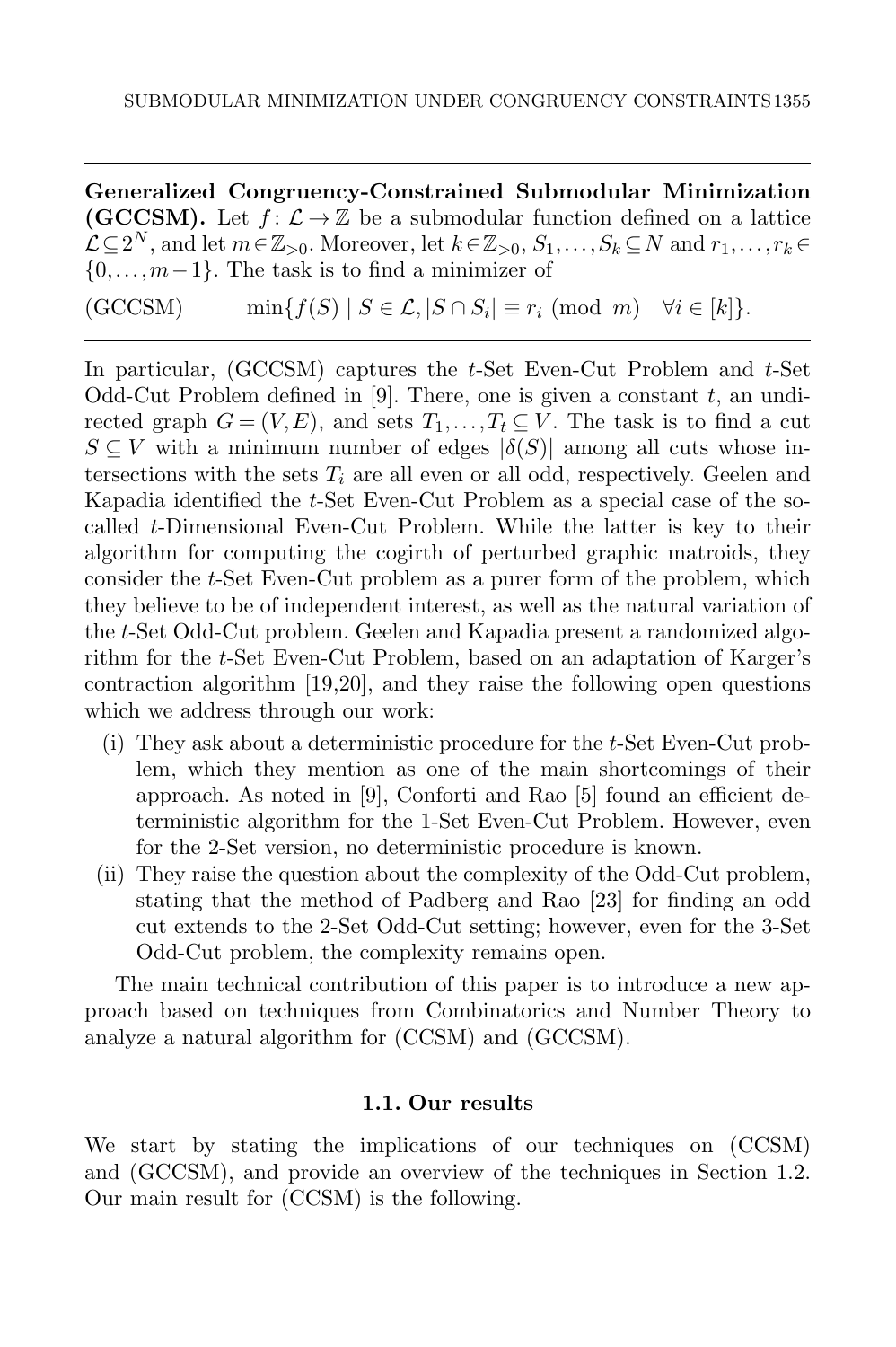**Generalized Congruency-Constrained Submodular Minimization (GCCSM).** Let $f\colon \mathcal{L} \to \mathbb{Z}$ be a submodular function defined on a lattice $\mathcal{L} \subseteq 2^N$, and let $m \in \mathbb{Z}_{>0}$. Moreover, let $k \in \mathbb{Z}_{>0}$, $S_1, \ldots, S_k \subseteq N$ and $r_1, \ldots, r_k \in \{0, \ldots, m-1\}$. The task is to find a minimizer of

$$\text{(GCCSM)} \qquad \min\{f(S) \mid S \in \mathcal{L}, |S \cap S_i| \equiv r_i \pmod{m} \quad \forall i \in [k]\}.$$

In particular, (GCCSM) captures the $t$-Set Even-Cut Problem and $t$-Set Odd-Cut Problem defined in [9]. There, one is given a constant $t$, an undirected graph $G=(V,E)$, and sets $T_1, \ldots, T_t \subseteq V$. The task is to find a cut $S \subseteq V$ with a minimum number of edges $|\delta(S)|$ among all cuts whose intersections with the sets $T_i$ are all even or all odd, respectively. Geelen and Kapadia identified the $t$-Set Even-Cut Problem as a special case of the so-called $t$-Dimensional Even-Cut Problem. While the latter is key to their algorithm for computing the cogirth of perturbed graphic matroids, they consider the $t$-Set Even-Cut problem as a purer form of the problem, which they believe to be of independent interest, as well as the natural variation of the $t$-Set Odd-Cut problem. Geelen and Kapadia present a randomized algorithm for the $t$-Set Even-Cut Problem, based on an adaptation of Karger's contraction algorithm [19,20], and they raise the following open questions which we address through our work:

(i) They ask about a deterministic procedure for the $t$-Set Even-Cut problem, which they mention as one of the main shortcomings of their approach. As noted in [9], Conforti and Rao [5] found an efficient deterministic algorithm for the 1-Set Even-Cut Problem. However, even for the 2-Set version, no deterministic procedure is known.

(ii) They raise the question about the complexity of the Odd-Cut problem, stating that the method of Padberg and Rao [23] for finding an odd cut extends to the 2-Set Odd-Cut setting; however, even for the 3-Set Odd-Cut problem, the complexity remains open.

The main technical contribution of this paper is to introduce a new approach based on techniques from Combinatorics and Number Theory to analyze a natural algorithm for (CCSM) and (GCCSM).

### 1.1. Our results

We start by stating the implications of our techniques on (CCSM) and (GCCSM), and provide an overview of the techniques in Section 1.2. Our main result for (CCSM) is the following.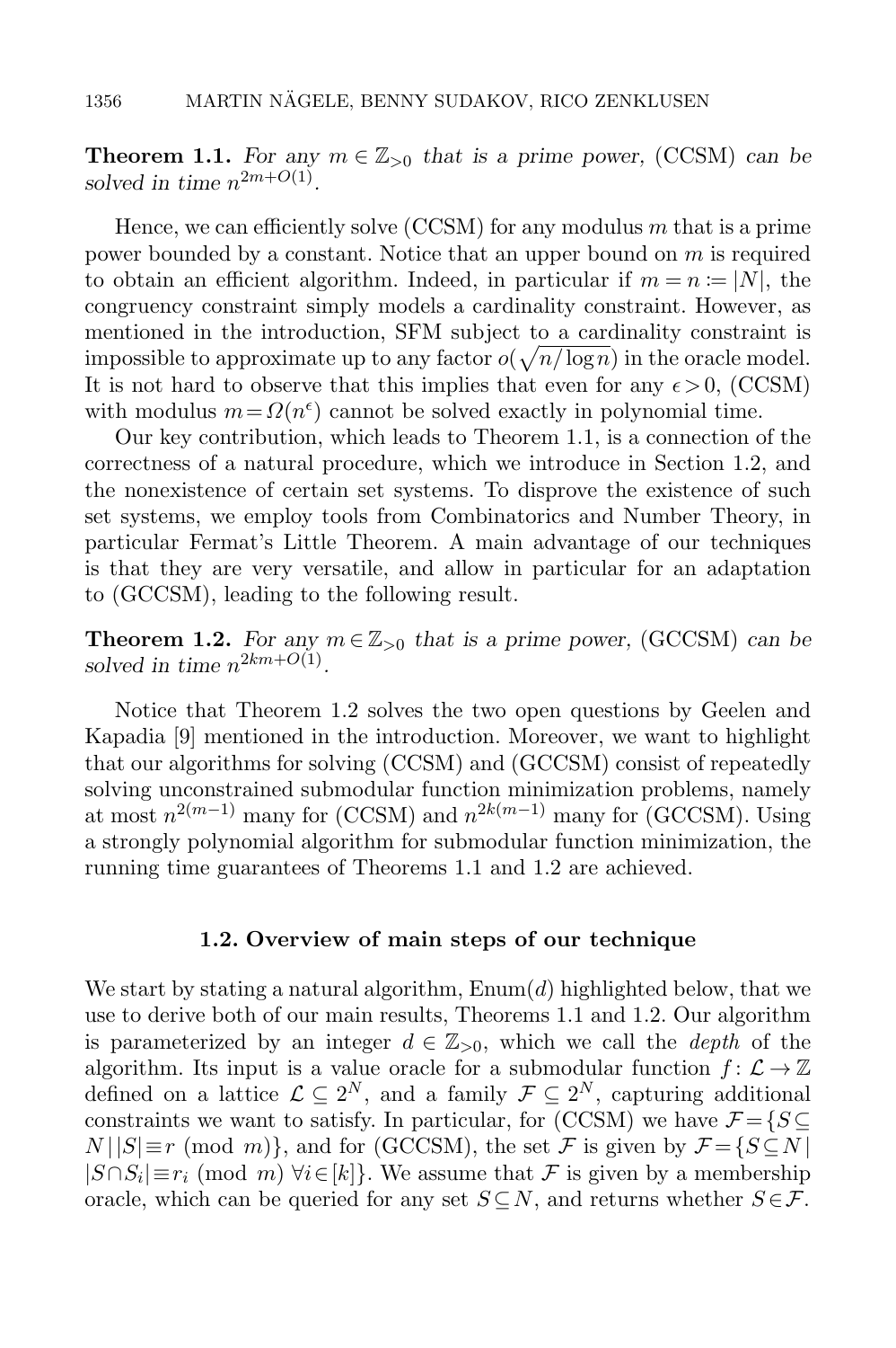**Theorem 1.1.** *For any $m \in \mathbb{Z}_{>0}$ that is a prime power,* (CCSM) *can be solved in time $n^{2m+O(1)}$.*

Hence, we can efficiently solve (CCSM) for any modulus $m$ that is a prime power bounded by a constant. Notice that an upper bound on $m$ is required to obtain an efficient algorithm. Indeed, in particular if $m = n := |N|$, the congruency constraint simply models a cardinality constraint. However, as mentioned in the introduction, SFM subject to a cardinality constraint is impossible to approximate up to any factor $o(\sqrt{n/\log n})$ in the oracle model. It is not hard to observe that this implies that even for any $\epsilon > 0$, (CCSM) with modulus $m = \Omega(n^{\epsilon})$ cannot be solved exactly in polynomial time.

Our key contribution, which leads to Theorem 1.1, is a connection of the correctness of a natural procedure, which we introduce in Section 1.2, and the nonexistence of certain set systems. To disprove the existence of such set systems, we employ tools from Combinatorics and Number Theory, in particular Fermat's Little Theorem. A main advantage of our techniques is that they are very versatile, and allow in particular for an adaptation to (GCCSM), leading to the following result.

**Theorem 1.2.** *For any $m \in \mathbb{Z}_{>0}$ that is a prime power,* (GCCSM) *can be solved in time $n^{2km+O(1)}$.*

Notice that Theorem 1.2 solves the two open questions by Geelen and Kapadia [9] mentioned in the introduction. Moreover, we want to highlight that our algorithms for solving (CCSM) and (GCCSM) consist of repeatedly solving unconstrained submodular function minimization problems, namely at most $n^{2(m-1)}$ many for (CCSM) and $n^{2k(m-1)}$ many for (GCCSM). Using a strongly polynomial algorithm for submodular function minimization, the running time guarantees of Theorems 1.1 and 1.2 are achieved.

### 1.2. Overview of main steps of our technique

We start by stating a natural algorithm, Enum($d$) highlighted below, that we use to derive both of our main results, Theorems 1.1 and 1.2. Our algorithm is parameterized by an integer $d \in \mathbb{Z}_{>0}$, which we call the *depth* of the algorithm. Its input is a value oracle for a submodular function $f : \mathcal{L} \to \mathbb{Z}$ defined on a lattice $\mathcal{L} \subseteq 2^N$, and a family $\mathcal{F} \subseteq 2^N$, capturing additional constraints we want to satisfy. In particular, for (CCSM) we have $\mathcal{F} = \{S \subseteq N \mid |S| \equiv r \pmod{m}\}$, and for (GCCSM), the set $\mathcal{F}$ is given by $\mathcal{F} = \{S \subseteq N \mid |S \cap S_i| \equiv r_i \pmod{m}\ \forall i \in [k]\}$. We assume that $\mathcal{F}$ is given by a membership oracle, which can be queried for any set $S \subseteq N$, and returns whether $S \in \mathcal{F}$.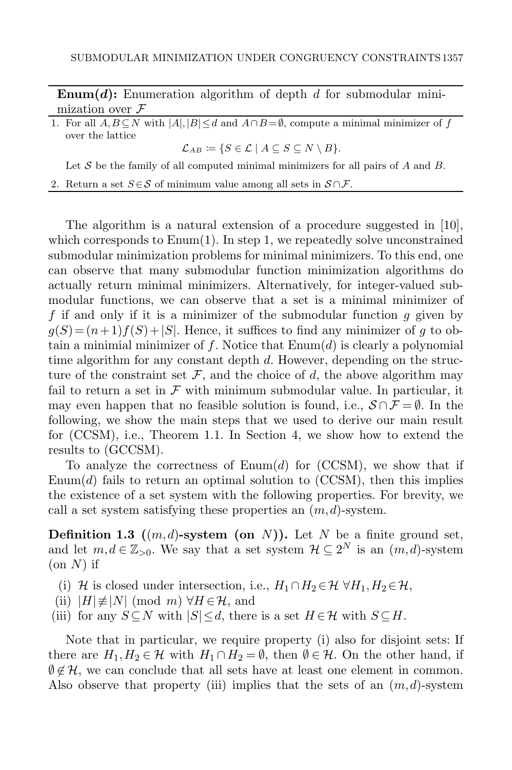**Enum($d$):** Enumeration algorithm of depth $d$ for submodular minimization over $\mathcal{F}$

1. For all $A, B \subseteq N$ with $|A|, |B| \leq d$ and $A \cap B = \emptyset$, compute a minimal minimizer of $f$ over the lattice

$$\mathcal{L}_{AB} := \{S \in \mathcal{L} \mid A \subseteq S \subseteq N \setminus B\}.$$

   Let $\mathcal{S}$ be the family of all computed minimal minimizers for all pairs of $A$ and $B$.

2. Return a set $S \in \mathcal{S}$ of minimum value among all sets in $\mathcal{S} \cap \mathcal{F}$.

The algorithm is a natural extension of a procedure suggested in [10], which corresponds to Enum(1). In step 1, we repeatedly solve unconstrained submodular minimization problems for minimal minimizers. To this end, one can observe that many submodular function minimization algorithms do actually return minimal minimizers. Alternatively, for integer-valued submodular functions, we can observe that a set is a minimal minimizer of $f$ if and only if it is a minimizer of the submodular function $g$ given by $g(S) = (n+1)f(S) + |S|$. Hence, it suffices to find any minimizer of $g$ to obtain a minimial minimizer of $f$. Notice that Enum($d$) is clearly a polynomial time algorithm for any constant depth $d$. However, depending on the structure of the constraint set $\mathcal{F}$, and the choice of $d$, the above algorithm may fail to return a set in $\mathcal{F}$ with minimum submodular value. In particular, it may even happen that no feasible solution is found, i.e., $\mathcal{S} \cap \mathcal{F} = \emptyset$. In the following, we show the main steps that we used to derive our main result for (CCSM), i.e., Theorem 1.1. In Section 4, we show how to extend the results to (GCCSM).

To analyze the correctness of Enum($d$) for (CCSM), we show that if Enum($d$) fails to return an optimal solution to (CCSM), then this implies the existence of a set system with the following properties. For brevity, we call a set system satisfying these properties an $(m, d)$-system.

**Definition 1.3 ($(m, d)$-system (on $N$)).** Let $N$ be a finite ground set, and let $m, d \in \mathbb{Z}_{>0}$. We say that a set system $\mathcal{H} \subseteq 2^N$ is an $(m, d)$-system (on $N$) if

(i) $\mathcal{H}$ is closed under intersection, i.e., $H_1 \cap H_2 \in \mathcal{H}$ $\forall H_1, H_2 \in \mathcal{H}$,

(ii) $|H| \not\equiv |N| \pmod{m}$ $\forall H \in \mathcal{H}$, and

(iii) for any $S \subseteq N$ with $|S| \leq d$, there is a set $H \in \mathcal{H}$ with $S \subseteq H$.

Note that in particular, we require property (i) also for disjoint sets: If there are $H_1, H_2 \in \mathcal{H}$ with $H_1 \cap H_2 = \emptyset$, then $\emptyset \in \mathcal{H}$. On the other hand, if $\emptyset \notin \mathcal{H}$, we can conclude that all sets have at least one element in common. Also observe that property (iii) implies that the sets of an $(m, d)$-system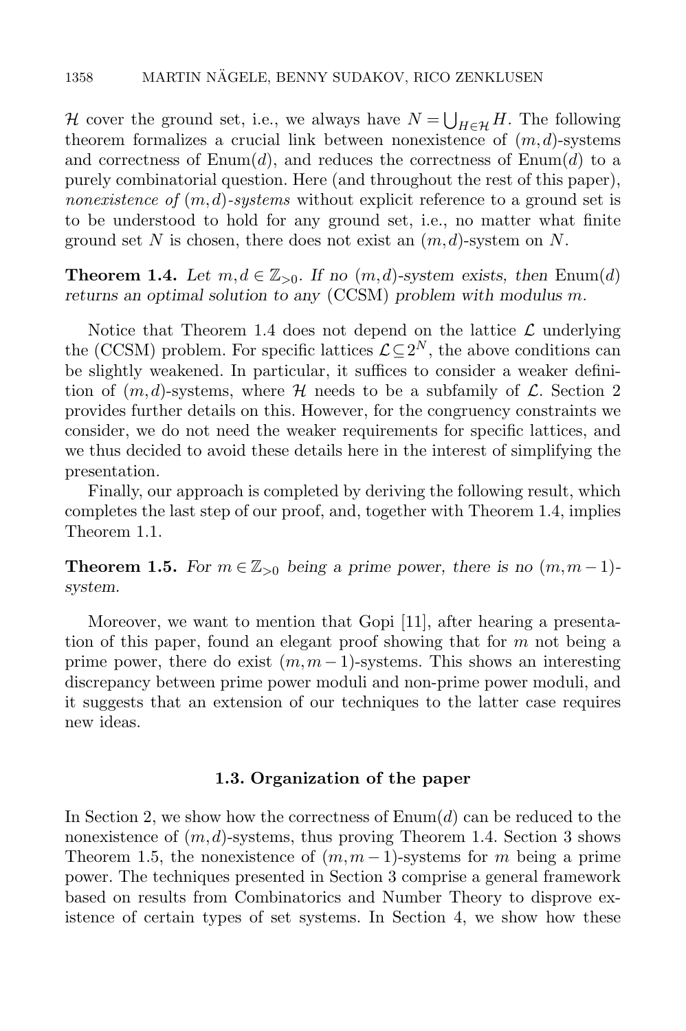$\mathcal{H}$ cover the ground set, i.e., we always have $N = \bigcup_{H \in \mathcal{H}} H$. The following theorem formalizes a crucial link between nonexistence of $(m,d)$-systems and correctness of Enum$(d)$, and reduces the correctness of Enum$(d)$ to a purely combinatorial question. Here (and throughout the rest of this paper), *nonexistence of* $(m,d)$*-systems* without explicit reference to a ground set is to be understood to hold for any ground set, i.e., no matter what finite ground set $N$ is chosen, there does not exist an $(m,d)$-system on $N$.

**Theorem 1.4.** *Let $m,d \in \mathbb{Z}_{>0}$. If no $(m,d)$-system exists, then* Enum$(d)$ *returns an optimal solution to any* (CCSM) *problem with modulus $m$.*

Notice that Theorem 1.4 does not depend on the lattice $\mathcal{L}$ underlying the (CCSM) problem. For specific lattices $\mathcal{L} \subseteq 2^N$, the above conditions can be slightly weakened. In particular, it suffices to consider a weaker definition of $(m,d)$-systems, where $\mathcal{H}$ needs to be a subfamily of $\mathcal{L}$. Section 2 provides further details on this. However, for the congruency constraints we consider, we do not need the weaker requirements for specific lattices, and we thus decided to avoid these details here in the interest of simplifying the presentation.

Finally, our approach is completed by deriving the following result, which completes the last step of our proof, and, together with Theorem 1.4, implies Theorem 1.1.

**Theorem 1.5.** *For $m \in \mathbb{Z}_{>0}$ being a prime power, there is no $(m,m-1)$-system.*

Moreover, we want to mention that Gopi [11], after hearing a presentation of this paper, found an elegant proof showing that for $m$ not being a prime power, there do exist $(m,m-1)$-systems. This shows an interesting discrepancy between prime power moduli and non-prime power moduli, and it suggests that an extension of our techniques to the latter case requires new ideas.

### 1.3. Organization of the paper

In Section 2, we show how the correctness of Enum$(d)$ can be reduced to the nonexistence of $(m,d)$-systems, thus proving Theorem 1.4. Section 3 shows Theorem 1.5, the nonexistence of $(m,m-1)$-systems for $m$ being a prime power. The techniques presented in Section 3 comprise a general framework based on results from Combinatorics and Number Theory to disprove existence of certain types of set systems. In Section 4, we show how these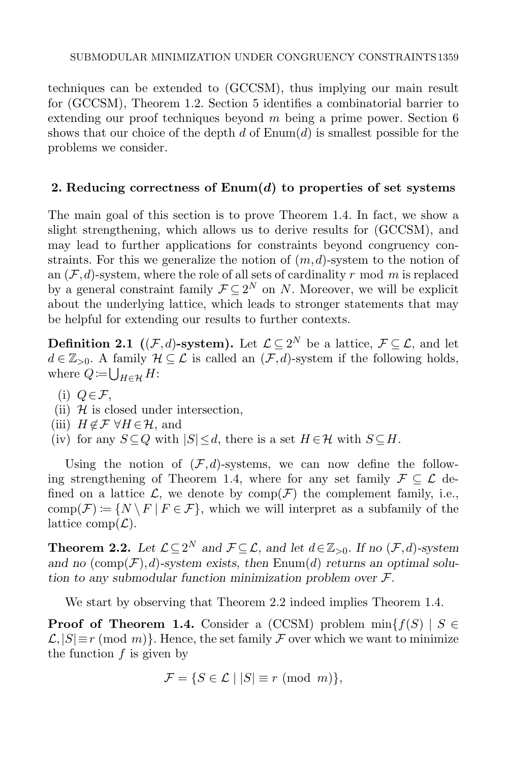techniques can be extended to (GCCSM), thus implying our main result for (GCCSM), Theorem 1.2. Section 5 identifies a combinatorial barrier to extending our proof techniques beyond $m$ being a prime power. Section 6 shows that our choice of the depth $d$ of Enum($d$) is smallest possible for the problems we consider.

## 2. Reducing correctness of Enum($d$) to properties of set systems

The main goal of this section is to prove Theorem 1.4. In fact, we show a slight strengthening, which allows us to derive results for (GCCSM), and may lead to further applications for constraints beyond congruency constraints. For this we generalize the notion of $(m,d)$-system to the notion of an $(\mathcal{F},d)$-system, where the role of all sets of cardinality $r \bmod m$ is replaced by a general constraint family $\mathcal{F} \subseteq 2^N$ on $N$. Moreover, we will be explicit about the underlying lattice, which leads to stronger statements that may be helpful for extending our results to further contexts.

**Definition 2.1 ($(\mathcal{F},d)$-system).** Let $\mathcal{L} \subseteq 2^N$ be a lattice, $\mathcal{F} \subseteq \mathcal{L}$, and let $d \in \mathbb{Z}_{>0}$. A family $\mathcal{H} \subseteq \mathcal{L}$ is called an $(\mathcal{F},d)$-system if the following holds, where $Q := \bigcup_{H \in \mathcal{H}} H$:

(i) $Q \in \mathcal{F}$,
(ii) $\mathcal{H}$ is closed under intersection,
(iii) $H \notin \mathcal{F}$ $\forall H \in \mathcal{H}$, and
(iv) for any $S \subseteq Q$ with $|S| \leq d$, there is a set $H \in \mathcal{H}$ with $S \subseteq H$.

Using the notion of $(\mathcal{F},d)$-systems, we can now define the following strengthening of Theorem 1.4, where for any set family $\mathcal{F} \subseteq \mathcal{L}$ defined on a lattice $\mathcal{L}$, we denote by $\text{comp}(\mathcal{F})$ the complement family, i.e., $\text{comp}(\mathcal{F}) := \{N \setminus F \mid F \in \mathcal{F}\}$, which we will interpret as a subfamily of the lattice $\text{comp}(\mathcal{L})$.

**Theorem 2.2.** *Let $\mathcal{L} \subseteq 2^N$ and $\mathcal{F} \subseteq \mathcal{L}$, and let $d \in \mathbb{Z}_{>0}$. If no $(\mathcal{F},d)$-system and no $(\text{comp}(\mathcal{F}),d)$-system exists, then* Enum($d$) *returns an optimal solution to any submodular function minimization problem over $\mathcal{F}$.*

We start by observing that Theorem 2.2 indeed implies Theorem 1.4.

**Proof of Theorem 1.4.** Consider a (CCSM) problem $\min\{f(S) \mid S \in \mathcal{L}, |S| \equiv r \pmod{m}\}$. Hence, the set family $\mathcal{F}$ over which we want to minimize the function $f$ is given by

$$\mathcal{F} = \{S \in \mathcal{L} \mid |S| \equiv r \pmod{m}\},$$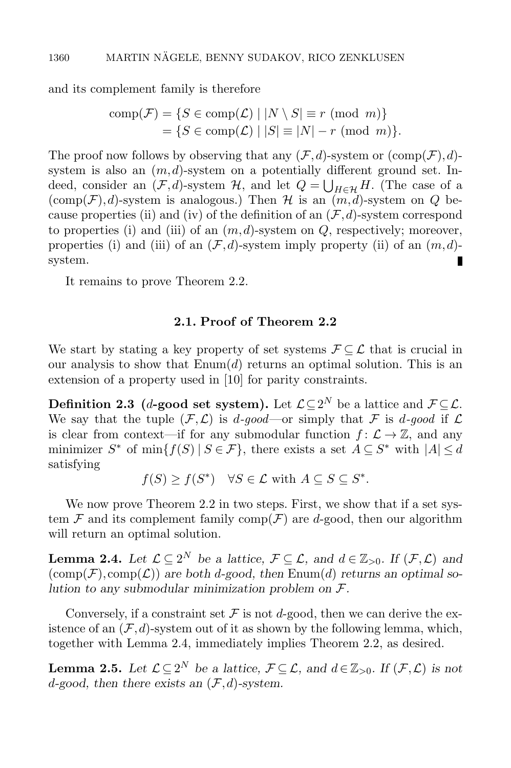and its complement family is therefore

$$\begin{aligned}\mathrm{comp}(\mathcal{F}) &= \{S \in \mathrm{comp}(\mathcal{L}) \mid |N \setminus S| \equiv r \pmod{m}\}\\ &= \{S \in \mathrm{comp}(\mathcal{L}) \mid |S| \equiv |N| - r \pmod{m}\}.\end{aligned}$$

The proof now follows by observing that any $(\mathcal{F}, d)$-system or $(\mathrm{comp}(\mathcal{F}), d)$-system is also an $(m, d)$-system on a potentially different ground set. Indeed, consider an $(\mathcal{F}, d)$-system $\mathcal{H}$, and let $Q = \bigcup_{H \in \mathcal{H}} H$. (The case of a $(\mathrm{comp}(\mathcal{F}), d)$-system is analogous.) Then $\mathcal{H}$ is an $(m, d)$-system on $Q$ because properties (ii) and (iv) of the definition of an $(\mathcal{F}, d)$-system correspond to properties (i) and (iii) of an $(m, d)$-system on $Q$, respectively; moreover, properties (i) and (iii) of an $(\mathcal{F}, d)$-system imply property (ii) of an $(m, d)$-system. ∎

It remains to prove Theorem 2.2.

### 2.1. Proof of Theorem 2.2

We start by stating a key property of set systems $\mathcal{F} \subseteq \mathcal{L}$ that is crucial in our analysis to show that $\mathrm{Enum}(d)$ returns an optimal solution. This is an extension of a property used in [10] for parity constraints.

**Definition 2.3 ($d$-good set system).** Let $\mathcal{L} \subseteq 2^N$ be a lattice and $\mathcal{F} \subseteq \mathcal{L}$. We say that the tuple $(\mathcal{F}, \mathcal{L})$ is *$d$-good*—or simply that $\mathcal{F}$ is *$d$-good* if $\mathcal{L}$ is clear from context—if for any submodular function $f\colon \mathcal{L} \to \mathbb{Z}$, and any minimizer $S^*$ of $\min\{f(S) \mid S \in \mathcal{F}\}$, there exists a set $A \subseteq S^*$ with $|A| \leq d$ satisfying

$$f(S) \geq f(S^*) \quad \forall S \in \mathcal{L} \text{ with } A \subseteq S \subseteq S^*.$$

We now prove Theorem 2.2 in two steps. First, we show that if a set system $\mathcal{F}$ and its complement family $\mathrm{comp}(\mathcal{F})$ are $d$-good, then our algorithm will return an optimal solution.

**Lemma 2.4.** *Let $\mathcal{L} \subseteq 2^N$ be a lattice, $\mathcal{F} \subseteq \mathcal{L}$, and $d \in \mathbb{Z}_{>0}$. If $(\mathcal{F}, \mathcal{L})$ and $(\mathrm{comp}(\mathcal{F}), \mathrm{comp}(\mathcal{L}))$ are both $d$-good, then* $\mathrm{Enum}(d)$ *returns an optimal solution to any submodular minimization problem on $\mathcal{F}$.*

Conversely, if a constraint set $\mathcal{F}$ is not $d$-good, then we can derive the existence of an $(\mathcal{F}, d)$-system out of it as shown by the following lemma, which, together with Lemma 2.4, immediately implies Theorem 2.2, as desired.

**Lemma 2.5.** *Let $\mathcal{L} \subseteq 2^N$ be a lattice, $\mathcal{F} \subseteq \mathcal{L}$, and $d \in \mathbb{Z}_{>0}$. If $(\mathcal{F}, \mathcal{L})$ is not $d$-good, then there exists an $(\mathcal{F}, d)$-system.*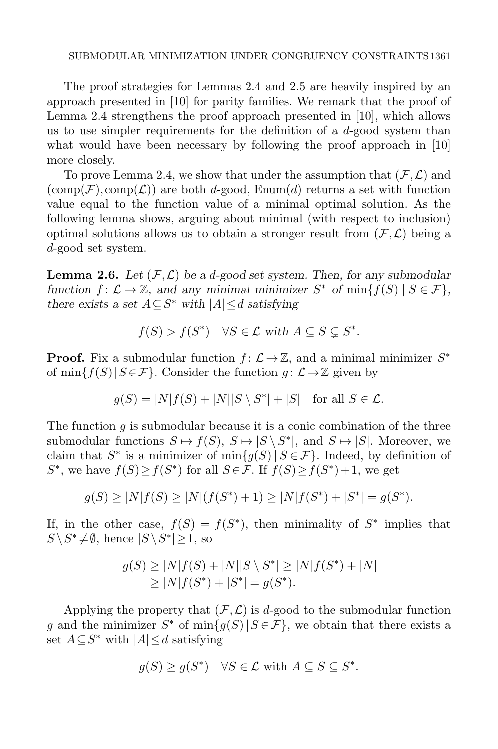The proof strategies for Lemmas 2.4 and 2.5 are heavily inspired by an approach presented in [10] for parity families. We remark that the proof of Lemma 2.4 strengthens the proof approach presented in [10], which allows us to use simpler requirements for the definition of a $d$-good system than what would have been necessary by following the proof approach in [10] more closely.

To prove Lemma 2.4, we show that under the assumption that $(\mathcal{F}, \mathcal{L})$ and $(\text{comp}(\mathcal{F}), \text{comp}(\mathcal{L}))$ are both $d$-good, Enum($d$) returns a set with function value equal to the function value of a minimal optimal solution. As the following lemma shows, arguing about minimal (with respect to inclusion) optimal solutions allows us to obtain a stronger result from $(\mathcal{F}, \mathcal{L})$ being a $d$-good set system.

**Lemma 2.6.** *Let $(\mathcal{F}, \mathcal{L})$ be a $d$-good set system. Then, for any submodular function $f\colon \mathcal{L} \to \mathbb{Z}$, and any minimal minimizer $S^*$ of $\min\{f(S) \mid S \in \mathcal{F}\}$, there exists a set $A \subseteq S^*$ with $|A| \leq d$ satisfying*

$$f(S) > f(S^*) \quad \forall S \in \mathcal{L} \text{ with } A \subseteq S \subsetneq S^*.$$

**Proof.** Fix a submodular function $f\colon \mathcal{L} \to \mathbb{Z}$, and a minimal minimizer $S^*$ of $\min\{f(S) \mid S \in \mathcal{F}\}$. Consider the function $g\colon \mathcal{L} \to \mathbb{Z}$ given by

$$g(S) = |N| f(S) + |N| |S \setminus S^*| + |S| \quad \text{for all } S \in \mathcal{L}.$$

The function $g$ is submodular because it is a conic combination of the three submodular functions $S \mapsto f(S)$, $S \mapsto |S \setminus S^*|$, and $S \mapsto |S|$. Moreover, we claim that $S^*$ is a minimizer of $\min\{g(S) \mid S \in \mathcal{F}\}$. Indeed, by definition of $S^*$, we have $f(S) \geq f(S^*)$ for all $S \in \mathcal{F}$. If $f(S) \geq f(S^*) + 1$, we get

$$g(S) \geq |N| f(S) \geq |N|(f(S^*) + 1) \geq |N| f(S^*) + |S^*| = g(S^*).$$

If, in the other case, $f(S) = f(S^*)$, then minimality of $S^*$ implies that $S \setminus S^* \neq \emptyset$, hence $|S \setminus S^*| \geq 1$, so

$$\begin{aligned} g(S) &\geq |N| f(S) + |N| |S \setminus S^*| \geq |N| f(S^*) + |N| \\ &\geq |N| f(S^*) + |S^*| = g(S^*). \end{aligned}$$

Applying the property that $(\mathcal{F}, \mathcal{L})$ is $d$-good to the submodular function $g$ and the minimizer $S^*$ of $\min\{g(S) \mid S \in \mathcal{F}\}$, we obtain that there exists a set $A \subseteq S^*$ with $|A| \leq d$ satisfying

$$g(S) \geq g(S^*) \quad \forall S \in \mathcal{L} \text{ with } A \subseteq S \subseteq S^*.$$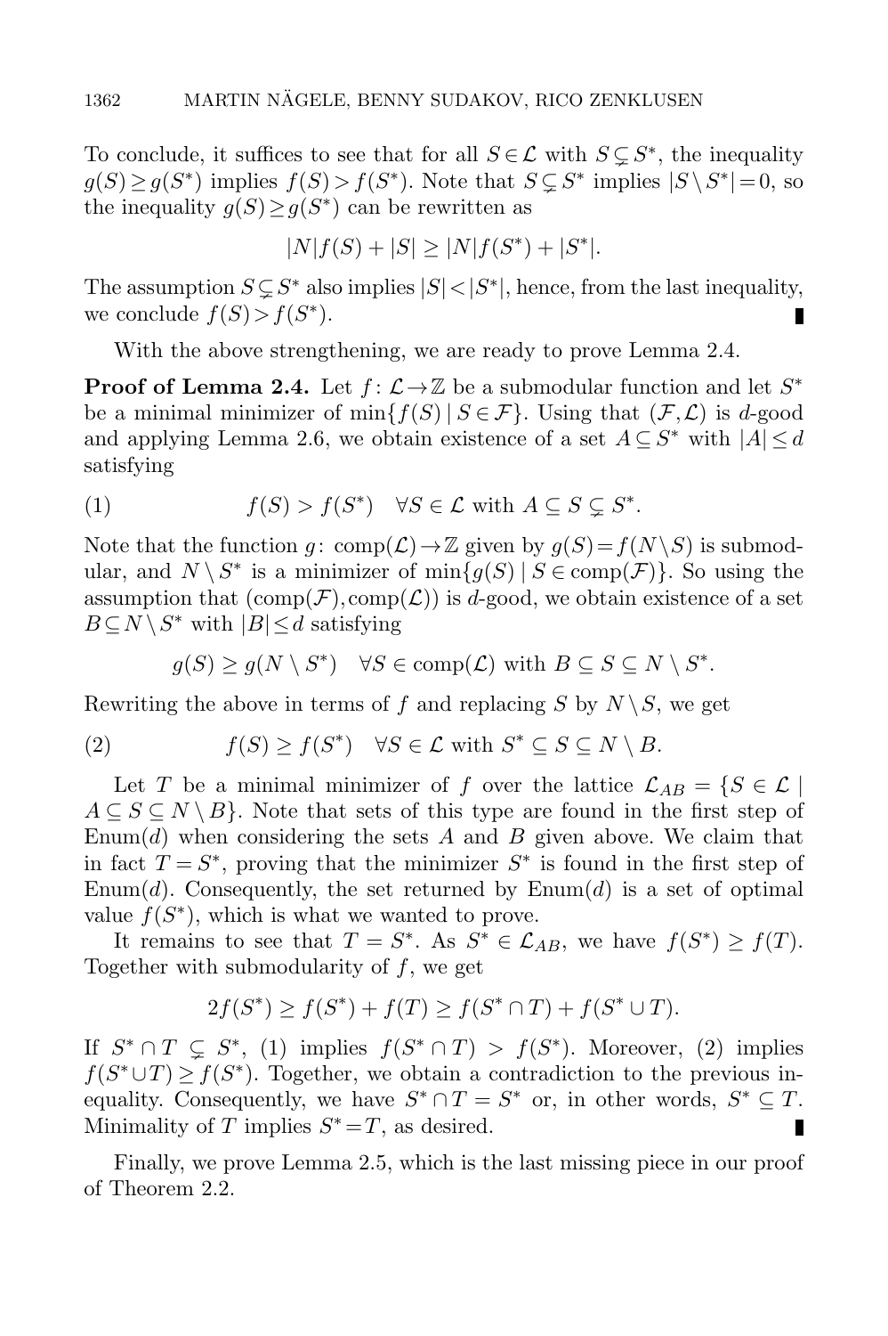To conclude, it suffices to see that for all $S \in \mathcal{L}$ with $S \subsetneq S^*$, the inequality $g(S) \geq g(S^*)$ implies $f(S) > f(S^*)$. Note that $S \subsetneq S^*$ implies $|S \setminus S^*| = 0$, so the inequality $g(S) \geq g(S^*)$ can be rewritten as

$$|N| f(S) + |S| \geq |N| f(S^*) + |S^*|.$$

The assumption $S \subsetneq S^*$ also implies $|S| < |S^*|$, hence, from the last inequality, we conclude $f(S) > f(S^*)$. ∎

With the above strengthening, we are ready to prove Lemma 2.4.

**Proof of Lemma 2.4.** Let $f\colon \mathcal{L} \to \mathbb{Z}$ be a submodular function and let $S^*$ be a minimal minimizer of $\min\{f(S) \mid S \in \mathcal{F}\}$. Using that $(\mathcal{F}, \mathcal{L})$ is $d$-good and applying Lemma 2.6, we obtain existence of a set $A \subseteq S^*$ with $|A| \leq d$ satisfying

$$f(S) > f(S^*) \quad \forall S \in \mathcal{L} \text{ with } A \subseteq S \subsetneq S^*. \tag{1}$$

Note that the function $g\colon \operatorname{comp}(\mathcal{L}) \to \mathbb{Z}$ given by $g(S) = f(N \setminus S)$ is submodular, and $N \setminus S^*$ is a minimizer of $\min\{g(S) \mid S \in \operatorname{comp}(\mathcal{F})\}$. So using the assumption that $(\operatorname{comp}(\mathcal{F}), \operatorname{comp}(\mathcal{L}))$ is $d$-good, we obtain existence of a set $B \subseteq N \setminus S^*$ with $|B| \leq d$ satisfying

$$g(S) \geq g(N \setminus S^*) \quad \forall S \in \operatorname{comp}(\mathcal{L}) \text{ with } B \subseteq S \subseteq N \setminus S^*.$$

Rewriting the above in terms of $f$ and replacing $S$ by $N \setminus S$, we get

$$f(S) \geq f(S^*) \quad \forall S \in \mathcal{L} \text{ with } S^* \subseteq S \subseteq N \setminus B. \tag{2}$$

Let $T$ be a minimal minimizer of $f$ over the lattice $\mathcal{L}_{AB} = \{S \in \mathcal{L} \mid A \subseteq S \subseteq N \setminus B\}$. Note that sets of this type are found in the first step of $\operatorname{Enum}(d)$ when considering the sets $A$ and $B$ given above. We claim that in fact $T = S^*$, proving that the minimizer $S^*$ is found in the first step of $\operatorname{Enum}(d)$. Consequently, the set returned by $\operatorname{Enum}(d)$ is a set of optimal value $f(S^*)$, which is what we wanted to prove.

It remains to see that $T = S^*$. As $S^* \in \mathcal{L}_{AB}$, we have $f(S^*) \geq f(T)$. Together with submodularity of $f$, we get

$$2f(S^*) \geq f(S^*) + f(T) \geq f(S^* \cap T) + f(S^* \cup T).$$

If $S^* \cap T \subsetneq S^*$, (1) implies $f(S^* \cap T) > f(S^*)$. Moreover, (2) implies $f(S^* \cup T) \geq f(S^*)$. Together, we obtain a contradiction to the previous inequality. Consequently, we have $S^* \cap T = S^*$ or, in other words, $S^* \subseteq T$. Minimality of $T$ implies $S^* = T$, as desired. ∎

Finally, we prove Lemma 2.5, which is the last missing piece in our proof of Theorem 2.2.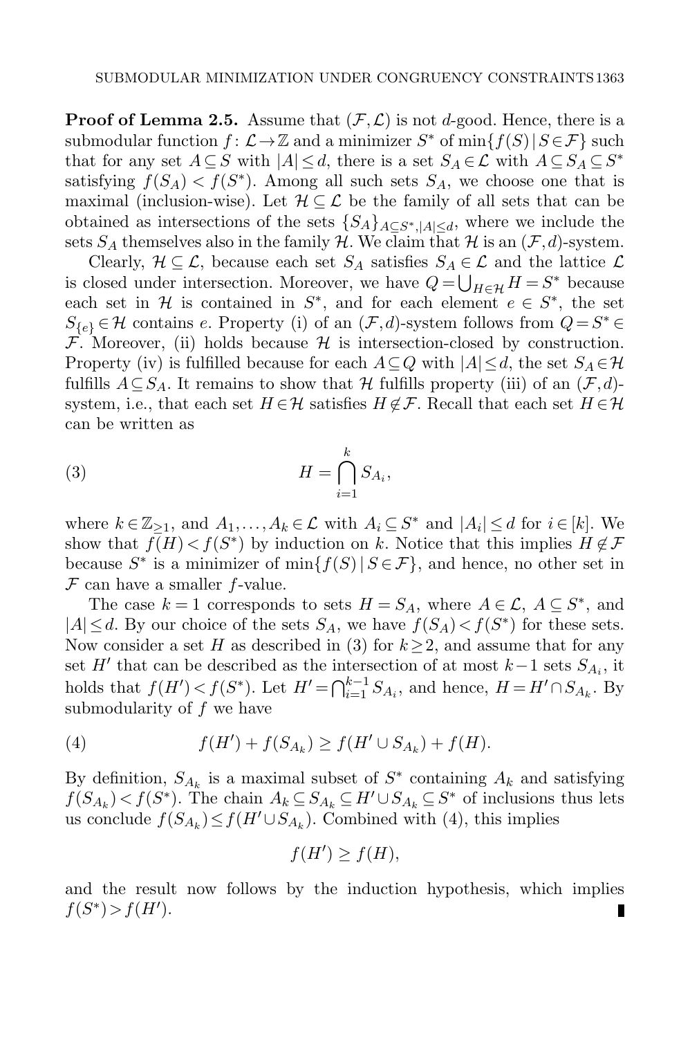**Proof of Lemma 2.5.** Assume that $(\mathcal{F}, \mathcal{L})$ is not $d$-good. Hence, there is a submodular function $f\colon \mathcal{L} \to \mathbb{Z}$ and a minimizer $S^*$ of $\min\{f(S) \mid S \in \mathcal{F}\}$ such that for any set $A \subseteq S$ with $|A| \leq d$, there is a set $S_A \in \mathcal{L}$ with $A \subseteq S_A \subseteq S^*$ satisfying $f(S_A) < f(S^*)$. Among all such sets $S_A$, we choose one that is maximal (inclusion-wise). Let $\mathcal{H} \subseteq \mathcal{L}$ be the family of all sets that can be obtained as intersections of the sets $\{S_A\}_{A \subseteq S^*, |A| \leq d}$, where we include the sets $S_A$ themselves also in the family $\mathcal{H}$. We claim that $\mathcal{H}$ is an $(\mathcal{F}, d)$-system.

Clearly, $\mathcal{H} \subseteq \mathcal{L}$, because each set $S_A$ satisfies $S_A \in \mathcal{L}$ and the lattice $\mathcal{L}$ is closed under intersection. Moreover, we have $Q = \bigcup_{H \in \mathcal{H}} H = S^*$ because each set in $\mathcal{H}$ is contained in $S^*$, and for each element $e \in S^*$, the set $S_{\{e\}} \in \mathcal{H}$ contains $e$. Property (i) of an $(\mathcal{F}, d)$-system follows from $Q = S^* \in \mathcal{F}$. Moreover, (ii) holds because $\mathcal{H}$ is intersection-closed by construction. Property (iv) is fulfilled because for each $A \subseteq Q$ with $|A| \leq d$, the set $S_A \in \mathcal{H}$ fulfills $A \subseteq S_A$. It remains to show that $\mathcal{H}$ fulfills property (iii) of an $(\mathcal{F}, d)$-system, i.e., that each set $H \in \mathcal{H}$ satisfies $H \notin \mathcal{F}$. Recall that each set $H \in \mathcal{H}$ can be written as

$$H = \bigcap_{i=1}^{k} S_{A_i}, \tag{3}$$

where $k \in \mathbb{Z}_{\geq 1}$, and $A_1, \ldots, A_k \in \mathcal{L}$ with $A_i \subseteq S^*$ and $|A_i| \leq d$ for $i \in [k]$. We show that $f(H) < f(S^*)$ by induction on $k$. Notice that this implies $H \notin \mathcal{F}$ because $S^*$ is a minimizer of $\min\{f(S) \mid S \in \mathcal{F}\}$, and hence, no other set in $\mathcal{F}$ can have a smaller $f$-value.

The case $k = 1$ corresponds to sets $H = S_A$, where $A \in \mathcal{L}$, $A \subseteq S^*$, and $|A| \leq d$. By our choice of the sets $S_A$, we have $f(S_A) < f(S^*)$ for these sets. Now consider a set $H$ as described in (3) for $k \geq 2$, and assume that for any set $H'$ that can be described as the intersection of at most $k-1$ sets $S_{A_i}$, it holds that $f(H') < f(S^*)$. Let $H' = \bigcap_{i=1}^{k-1} S_{A_i}$, and hence, $H = H' \cap S_{A_k}$. By submodularity of $f$ we have

$$f(H') + f(S_{A_k}) \geq f(H' \cup S_{A_k}) + f(H). \tag{4}$$

By definition, $S_{A_k}$ is a maximal subset of $S^*$ containing $A_k$ and satisfying $f(S_{A_k}) < f(S^*)$. The chain $A_k \subseteq S_{A_k} \subseteq H' \cup S_{A_k} \subseteq S^*$ of inclusions thus lets us conclude $f(S_{A_k}) \leq f(H' \cup S_{A_k})$. Combined with (4), this implies

$$f(H') \geq f(H),$$

and the result now follows by the induction hypothesis, which implies $f(S^*) > f(H')$. ∎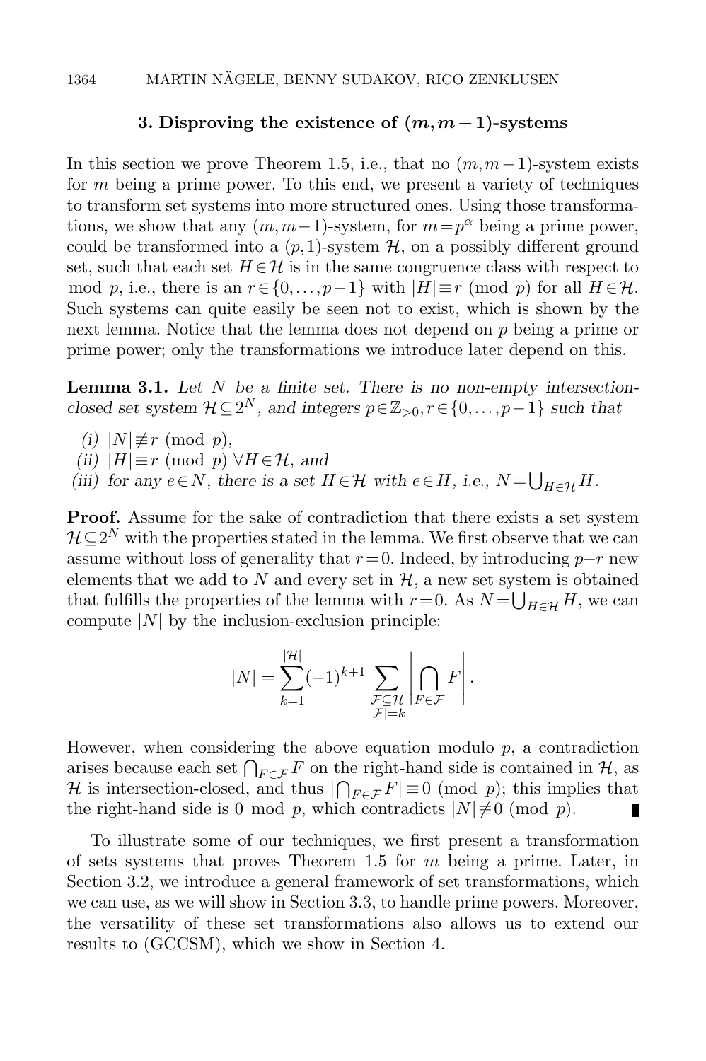## 3. Disproving the existence of $(m, m-1)$-systems

In this section we prove Theorem 1.5, i.e., that no $(m, m-1)$-system exists for $m$ being a prime power. To this end, we present a variety of techniques to transform set systems into more structured ones. Using those transformations, we show that any $(m, m-1)$-system, for $m = p^\alpha$ being a prime power, could be transformed into a $(p, 1)$-system $\mathcal{H}$, on a possibly different ground set, such that each set $H \in \mathcal{H}$ is in the same congruence class with respect to mod $p$, i.e., there is an $r \in \{0, \dots, p-1\}$ with $|H| \equiv r \pmod{p}$ for all $H \in \mathcal{H}$. Such systems can quite easily be seen not to exist, which is shown by the next lemma. Notice that the lemma does not depend on $p$ being a prime or prime power; only the transformations we introduce later depend on this.

**Lemma 3.1.** *Let $N$ be a finite set. There is no non-empty intersection-closed set system $\mathcal{H} \subseteq 2^N$, and integers $p \in \mathbb{Z}_{>0}, r \in \{0, \dots, p-1\}$ such that*

*(i)* $|N| \not\equiv r \pmod{p}$,

*(ii)* $|H| \equiv r \pmod{p}$ $\forall H \in \mathcal{H}$, *and*

*(iii) for any $e \in N$, there is a set $H \in \mathcal{H}$ with $e \in H$, i.e., $N = \bigcup_{H \in \mathcal{H}} H$.*

**Proof.** Assume for the sake of contradiction that there exists a set system $\mathcal{H} \subseteq 2^N$ with the properties stated in the lemma. We first observe that we can assume without loss of generality that $r = 0$. Indeed, by introducing $p-r$ new elements that we add to $N$ and every set in $\mathcal{H}$, a new set system is obtained that fulfills the properties of the lemma with $r = 0$. As $N = \bigcup_{H \in \mathcal{H}} H$, we can compute $|N|$ by the inclusion-exclusion principle:

$$|N| = \sum_{k=1}^{|\mathcal{H}|} (-1)^{k+1} \sum_{\substack{\mathcal{F} \subseteq \mathcal{H} \\ |\mathcal{F}| = k}} \left| \bigcap_{F \in \mathcal{F}} F \right|.$$

However, when considering the above equation modulo $p$, a contradiction arises because each set $\bigcap_{F \in \mathcal{F}} F$ on the right-hand side is contained in $\mathcal{H}$, as $\mathcal{H}$ is intersection-closed, and thus $|\bigcap_{F \in \mathcal{F}} F| \equiv 0 \pmod{p}$; this implies that the right-hand side is 0 mod $p$, which contradicts $|N| \not\equiv 0 \pmod{p}$. ∎

To illustrate some of our techniques, we first present a transformation of sets systems that proves Theorem 1.5 for $m$ being a prime. Later, in Section 3.2, we introduce a general framework of set transformations, which we can use, as we will show in Section 3.3, to handle prime powers. Moreover, the versatility of these set transformations also allows us to extend our results to (GCCSM), which we show in Section 4.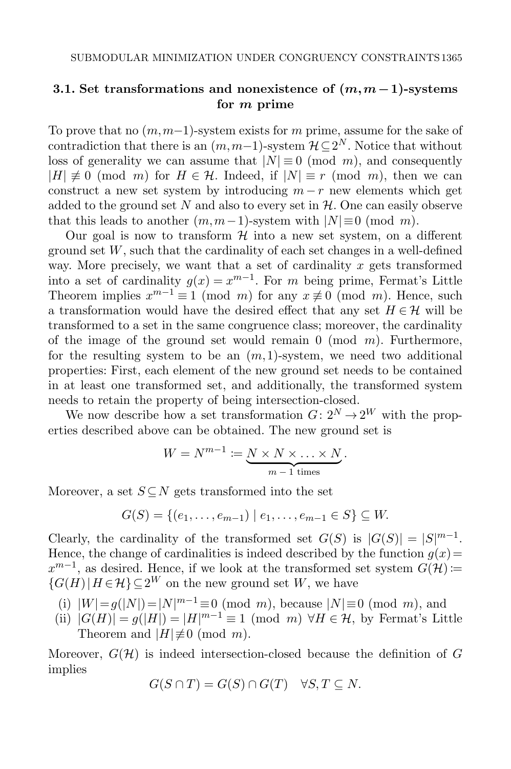### 3.1. Set transformations and nonexistence of $(m, m-1)$-systems for $m$ prime

To prove that no $(m, m-1)$-system exists for $m$ prime, assume for the sake of contradiction that there is an $(m, m-1)$-system $\mathcal{H} \subseteq 2^N$. Notice that without loss of generality we can assume that $|N| \equiv 0 \pmod{m}$, and consequently $|H| \not\equiv 0 \pmod{m}$ for $H \in \mathcal{H}$. Indeed, if $|N| \equiv r \pmod{m}$, then we can construct a new set system by introducing $m-r$ new elements which get added to the ground set $N$ and also to every set in $\mathcal{H}$. One can easily observe that this leads to another $(m, m-1)$-system with $|N| \equiv 0 \pmod{m}$.

Our goal is now to transform $\mathcal{H}$ into a new set system, on a different ground set $W$, such that the cardinality of each set changes in a well-defined way. More precisely, we want that a set of cardinality $x$ gets transformed into a set of cardinality $g(x) = x^{m-1}$. For $m$ being prime, Fermat's Little Theorem implies $x^{m-1} \equiv 1 \pmod{m}$ for any $x \not\equiv 0 \pmod{m}$. Hence, such a transformation would have the desired effect that any set $H \in \mathcal{H}$ will be transformed to a set in the same congruence class; moreover, the cardinality of the image of the ground set would remain $0 \pmod{m}$. Furthermore, for the resulting system to be an $(m, 1)$-system, we need two additional properties: First, each element of the new ground set needs to be contained in at least one transformed set, and additionally, the transformed system needs to retain the property of being intersection-closed.

We now describe how a set transformation $G\colon 2^N \to 2^W$ with the properties described above can be obtained. The new ground set is

$$W = N^{m-1} := \underbrace{N \times N \times \ldots \times N}_{m-1 \text{ times}}.$$

Moreover, a set $S \subseteq N$ gets transformed into the set

$$G(S) = \{(e_1, \ldots, e_{m-1}) \mid e_1, \ldots, e_{m-1} \in S\} \subseteq W.$$

Clearly, the cardinality of the transformed set $G(S)$ is $|G(S)| = |S|^{m-1}$. Hence, the change of cardinalities is indeed described by the function $g(x) = x^{m-1}$, as desired. Hence, if we look at the transformed set system $G(\mathcal{H}) := \{G(H) \mid H \in \mathcal{H}\} \subseteq 2^W$ on the new ground set $W$, we have

(i) $|W| = g(|N|) = |N|^{m-1} \equiv 0 \pmod{m}$, because $|N| \equiv 0 \pmod{m}$, and

(ii) $|G(H)| = g(|H|) = |H|^{m-1} \equiv 1 \pmod{m}$ $\forall H \in \mathcal{H}$, by Fermat's Little Theorem and $|H| \not\equiv 0 \pmod{m}$.

Moreover, $G(\mathcal{H})$ is indeed intersection-closed because the definition of $G$ implies

$$G(S \cap T) = G(S) \cap G(T) \quad \forall S, T \subseteq N.$$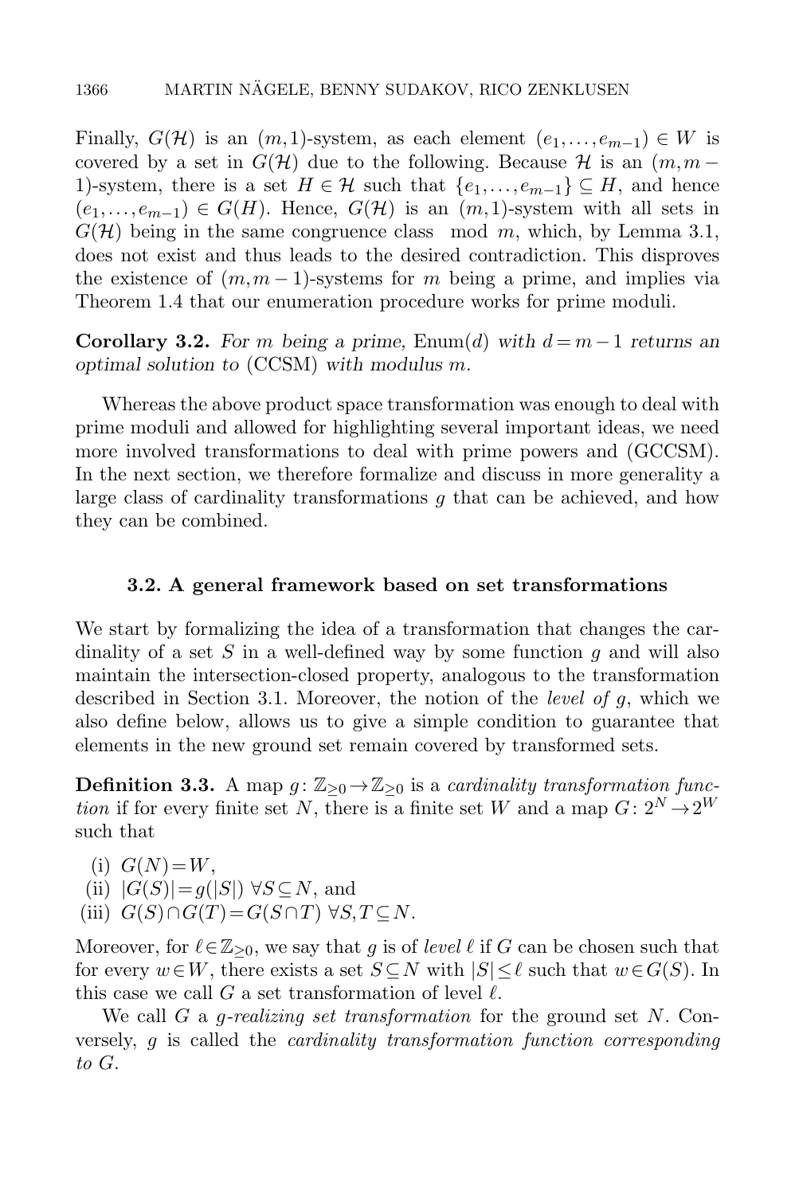Finally, $G(\mathcal{H})$ is an $(m,1)$-system, as each element $(e_1,\ldots,e_{m-1}) \in W$ is covered by a set in $G(\mathcal{H})$ due to the following. Because $\mathcal{H}$ is an $(m,m-1)$-system, there is a set $H \in \mathcal{H}$ such that $\{e_1,\ldots,e_{m-1}\} \subseteq H$, and hence $(e_1,\ldots,e_{m-1}) \in G(H)$. Hence, $G(\mathcal{H})$ is an $(m,1)$-system with all sets in $G(\mathcal{H})$ being in the same congruence class $\mod m$, which, by Lemma 3.1, does not exist and thus leads to the desired contradiction. This disproves the existence of $(m,m-1)$-systems for $m$ being a prime, and implies via Theorem 1.4 that our enumeration procedure works for prime moduli.

**Corollary 3.2.** *For $m$ being a prime,* Enum$(d)$ *with $d=m-1$ returns an optimal solution to* (CCSM) *with modulus $m$.*

Whereas the above product space transformation was enough to deal with prime moduli and allowed for highlighting several important ideas, we need more involved transformations to deal with prime powers and (GCCSM). In the next section, we therefore formalize and discuss in more generality a large class of cardinality transformations $g$ that can be achieved, and how they can be combined.

### 3.2. A general framework based on set transformations

We start by formalizing the idea of a transformation that changes the cardinality of a set $S$ in a well-defined way by some function $g$ and will also maintain the intersection-closed property, analogous to the transformation described in Section 3.1. Moreover, the notion of the *level of* $g$, which we also define below, allows us to give a simple condition to guarantee that elements in the new ground set remain covered by transformed sets.

**Definition 3.3.** A map $g\colon \mathbb{Z}_{\geq 0} \to \mathbb{Z}_{\geq 0}$ is a *cardinality transformation function* if for every finite set $N$, there is a finite set $W$ and a map $G\colon 2^N \to 2^W$ such that

(i) $G(N)=W$,
(ii) $|G(S)|=g(|S|)$ $\forall S\subseteq N$, and
(iii) $G(S)\cap G(T)=G(S\cap T)$ $\forall S,T\subseteq N$.

Moreover, for $\ell\in\mathbb{Z}_{\geq 0}$, we say that $g$ is of *level* $\ell$ if $G$ can be chosen such that for every $w\in W$, there exists a set $S\subseteq N$ with $|S|\leq \ell$ such that $w\in G(S)$. In this case we call $G$ a set transformation of level $\ell$.

We call $G$ a *$g$-realizing set transformation* for the ground set $N$. Conversely, $g$ is called the *cardinality transformation function corresponding to* $G$.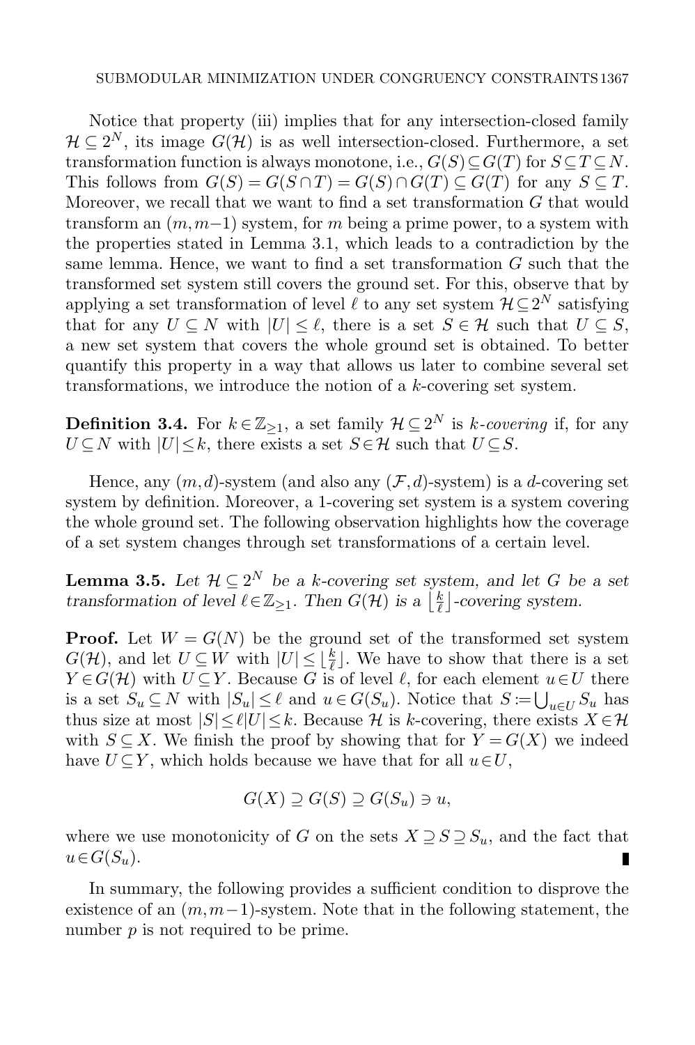Notice that property (iii) implies that for any intersection-closed family $\mathcal{H} \subseteq 2^N$, its image $G(\mathcal{H})$ is as well intersection-closed. Furthermore, a set transformation function is always monotone, i.e., $G(S) \subseteq G(T)$ for $S \subseteq T \subseteq N$. This follows from $G(S) = G(S \cap T) = G(S) \cap G(T) \subseteq G(T)$ for any $S \subseteq T$. Moreover, we recall that we want to find a set transformation $G$ that would transform an $(m, m-1)$ system, for $m$ being a prime power, to a system with the properties stated in Lemma 3.1, which leads to a contradiction by the same lemma. Hence, we want to find a set transformation $G$ such that the transformed set system still covers the ground set. For this, observe that by applying a set transformation of level $\ell$ to any set system $\mathcal{H} \subseteq 2^N$ satisfying that for any $U \subseteq N$ with $|U| \leq \ell$, there is a set $S \in \mathcal{H}$ such that $U \subseteq S$, a new set system that covers the whole ground set is obtained. To better quantify this property in a way that allows us later to combine several set transformations, we introduce the notion of a $k$-covering set system.

**Definition 3.4.** For $k \in \mathbb{Z}_{\geq 1}$, a set family $\mathcal{H} \subseteq 2^N$ is *$k$-covering* if, for any $U \subseteq N$ with $|U| \leq k$, there exists a set $S \in \mathcal{H}$ such that $U \subseteq S$.

Hence, any $(m, d)$-system (and also any $(\mathcal{F}, d)$-system) is a $d$-covering set system by definition. Moreover, a 1-covering set system is a system covering the whole ground set. The following observation highlights how the coverage of a set system changes through set transformations of a certain level.

**Lemma 3.5.** *Let $\mathcal{H} \subseteq 2^N$ be a $k$-covering set system, and let $G$ be a set transformation of level $\ell \in \mathbb{Z}_{\geq 1}$. Then $G(\mathcal{H})$ is a $\lfloor \frac{k}{\ell} \rfloor$-covering system.*

**Proof.** Let $W = G(N)$ be the ground set of the transformed set system $G(\mathcal{H})$, and let $U \subseteq W$ with $|U| \leq \lfloor \frac{k}{\ell} \rfloor$. We have to show that there is a set $Y \in G(\mathcal{H})$ with $U \subseteq Y$. Because $G$ is of level $\ell$, for each element $u \in U$ there is a set $S_u \subseteq N$ with $|S_u| \leq \ell$ and $u \in G(S_u)$. Notice that $S := \bigcup_{u \in U} S_u$ has thus size at most $|S| \leq \ell |U| \leq k$. Because $\mathcal{H}$ is $k$-covering, there exists $X \in \mathcal{H}$ with $S \subseteq X$. We finish the proof by showing that for $Y = G(X)$ we indeed have $U \subseteq Y$, which holds because we have that for all $u \in U$,

$$G(X) \supseteq G(S) \supseteq G(S_u) \ni u,$$

where we use monotonicity of $G$ on the sets $X \supseteq S \supseteq S_u$, and the fact that $u \in G(S_u)$. ∎

In summary, the following provides a sufficient condition to disprove the existence of an $(m, m-1)$-system. Note that in the following statement, the number $p$ is not required to be prime.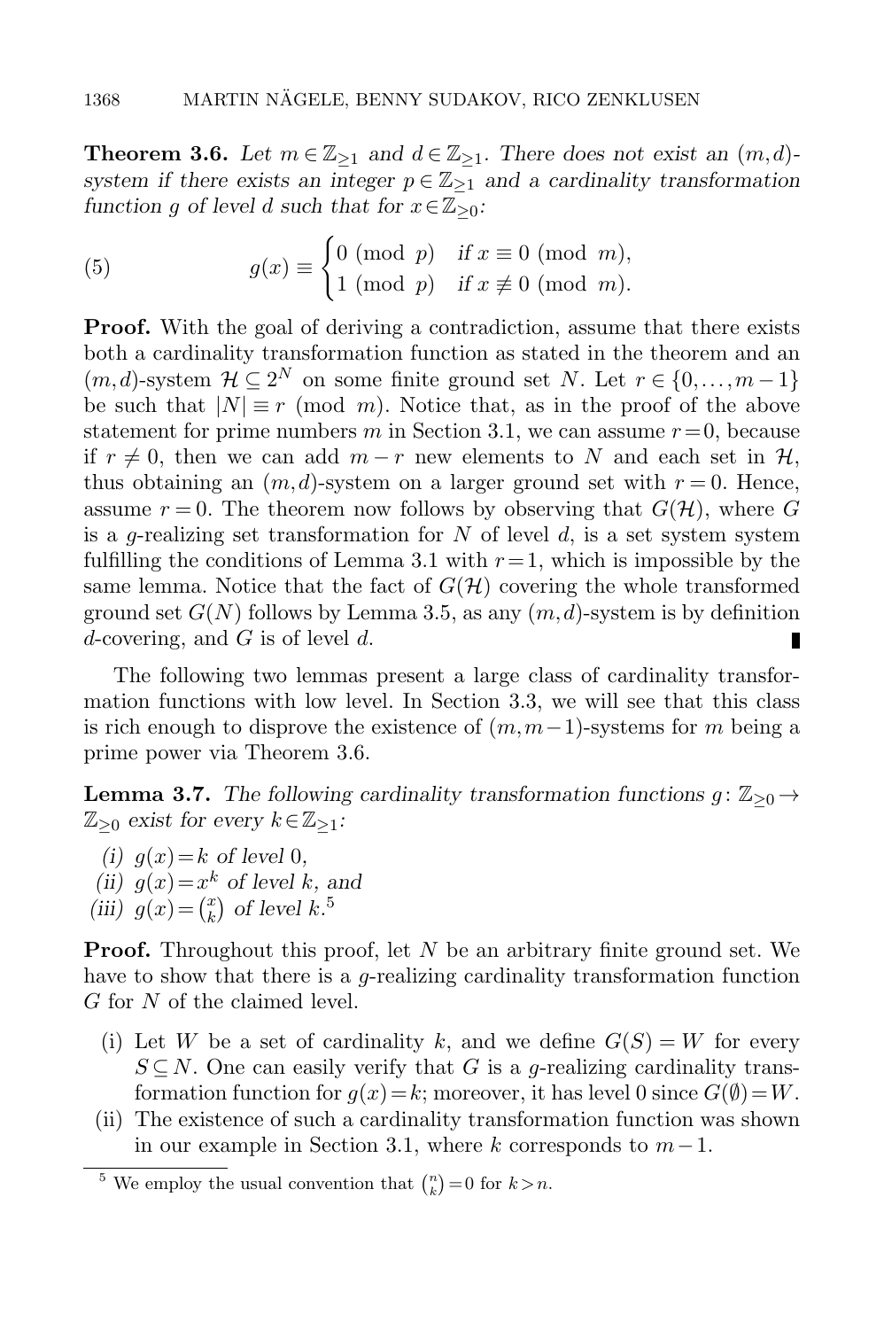**Theorem 3.6.** *Let $m \in \mathbb{Z}_{\geq 1}$ and $d \in \mathbb{Z}_{\geq 1}$. There does not exist an $(m,d)$-system if there exists an integer $p \in \mathbb{Z}_{\geq 1}$ and a cardinality transformation function $g$ of level $d$ such that for $x \in \mathbb{Z}_{\geq 0}$:*

$$g(x) \equiv \begin{cases} 0 \pmod{p} & \text{if } x \equiv 0 \pmod{m}, \\ 1 \pmod{p} & \text{if } x \not\equiv 0 \pmod{m}. \end{cases} \tag{5}$$

**Proof.** With the goal of deriving a contradiction, assume that there exists both a cardinality transformation function as stated in the theorem and an $(m,d)$-system $\mathcal{H} \subseteq 2^N$ on some finite ground set $N$. Let $r \in \{0,\dots,m-1\}$ be such that $|N| \equiv r \pmod{m}$. Notice that, as in the proof of the above statement for prime numbers $m$ in Section 3.1, we can assume $r=0$, because if $r \neq 0$, then we can add $m-r$ new elements to $N$ and each set in $\mathcal{H}$, thus obtaining an $(m,d)$-system on a larger ground set with $r=0$. Hence, assume $r=0$. The theorem now follows by observing that $G(\mathcal{H})$, where $G$ is a $g$-realizing set transformation for $N$ of level $d$, is a set system system fulfilling the conditions of Lemma 3.1 with $r=1$, which is impossible by the same lemma. Notice that the fact of $G(\mathcal{H})$ covering the whole transformed ground set $G(N)$ follows by Lemma 3.5, as any $(m,d)$-system is by definition $d$-covering, and $G$ is of level $d$. ∎

The following two lemmas present a large class of cardinality transformation functions with low level. In Section 3.3, we will see that this class is rich enough to disprove the existence of $(m,m-1)$-systems for $m$ being a prime power via Theorem 3.6.

**Lemma 3.7.** *The following cardinality transformation functions $g \colon \mathbb{Z}_{\geq 0} \to \mathbb{Z}_{\geq 0}$ exist for every $k \in \mathbb{Z}_{\geq 1}$:*

*(i) $g(x)=k$ of level $0$,*
*(ii) $g(x)=x^k$ of level $k$, and*
*(iii) $g(x)=\binom{x}{k}$ of level $k$.*[5]

**Proof.** Throughout this proof, let $N$ be an arbitrary finite ground set. We have to show that there is a $g$-realizing cardinality transformation function $G$ for $N$ of the claimed level.

(i) Let $W$ be a set of cardinality $k$, and we define $G(S)=W$ for every $S \subseteq N$. One can easily verify that $G$ is a $g$-realizing cardinality transformation function for $g(x)=k$; moreover, it has level $0$ since $G(\emptyset)=W$.

(ii) The existence of such a cardinality transformation function was shown in our example in Section 3.1, where $k$ corresponds to $m-1$.

[5] We employ the usual convention that $\binom{n}{k}=0$ for $k>n$.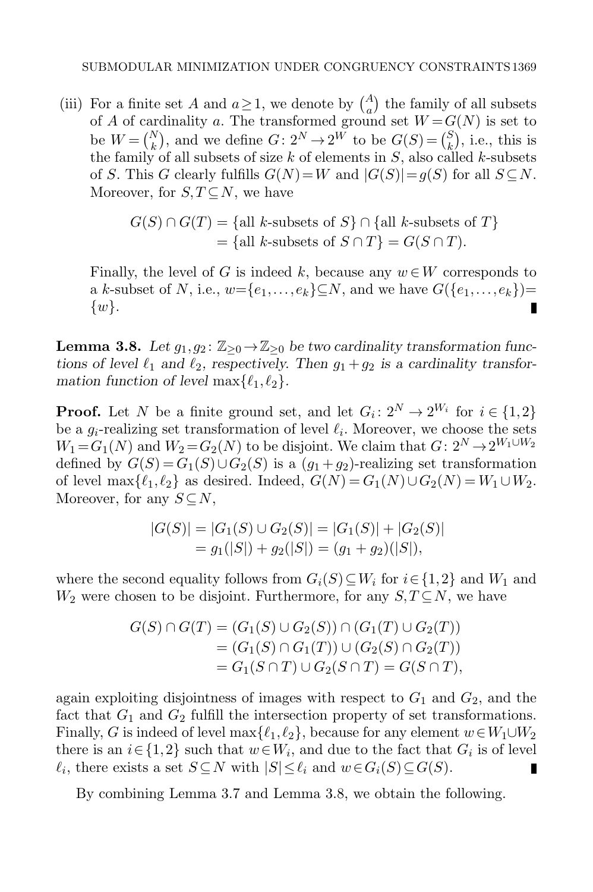(iii) For a finite set $A$ and $a \geq 1$, we denote by $\binom{A}{a}$ the family of all subsets of $A$ of cardinality $a$. The transformed ground set $W = G(N)$ is set to be $W = \binom{N}{k}$, and we define $G\colon 2^N \to 2^W$ to be $G(S) = \binom{S}{k}$, i.e., this is the family of all subsets of size $k$ of elements in $S$, also called $k$-subsets of $S$. This $G$ clearly fulfills $G(N) = W$ and $|G(S)| = g(S)$ for all $S \subseteq N$. Moreover, for $S, T \subseteq N$, we have

$$\begin{aligned} G(S) \cap G(T) &= \{\text{all } k\text{-subsets of } S\} \cap \{\text{all } k\text{-subsets of } T\} \\ &= \{\text{all } k\text{-subsets of } S \cap T\} = G(S \cap T). \end{aligned}$$

Finally, the level of $G$ is indeed $k$, because any $w \in W$ corresponds to a $k$-subset of $N$, i.e., $w = \{e_1, \ldots, e_k\} \subseteq N$, and we have $G(\{e_1, \ldots, e_k\}) = \{w\}$. ∎

**Lemma 3.8.** *Let $g_1, g_2 \colon \mathbb{Z}_{\geq 0} \to \mathbb{Z}_{\geq 0}$ be two cardinality transformation functions of level $\ell_1$ and $\ell_2$, respectively. Then $g_1 + g_2$ is a cardinality transformation function of level* $\max\{\ell_1, \ell_2\}$.

**Proof.** Let $N$ be a finite ground set, and let $G_i \colon 2^N \to 2^{W_i}$ for $i \in \{1, 2\}$ be a $g_i$-realizing set transformation of level $\ell_i$. Moreover, we choose the sets $W_1 = G_1(N)$ and $W_2 = G_2(N)$ to be disjoint. We claim that $G\colon 2^N \to 2^{W_1 \cup W_2}$ defined by $G(S) = G_1(S) \cup G_2(S)$ is a $(g_1 + g_2)$-realizing set transformation of level $\max\{\ell_1, \ell_2\}$ as desired. Indeed, $G(N) = G_1(N) \cup G_2(N) = W_1 \cup W_2$. Moreover, for any $S \subseteq N$,

$$\begin{aligned} |G(S)| &= |G_1(S) \cup G_2(S)| = |G_1(S)| + |G_2(S)| \\ &= g_1(|S|) + g_2(|S|) = (g_1 + g_2)(|S|), \end{aligned}$$

where the second equality follows from $G_i(S) \subseteq W_i$ for $i \in \{1, 2\}$ and $W_1$ and $W_2$ were chosen to be disjoint. Furthermore, for any $S, T \subseteq N$, we have

$$\begin{aligned} G(S) \cap G(T) &= (G_1(S) \cup G_2(S)) \cap (G_1(T) \cup G_2(T)) \\ &= (G_1(S) \cap G_1(T)) \cup (G_2(S) \cap G_2(T)) \\ &= G_1(S \cap T) \cup G_2(S \cap T) = G(S \cap T), \end{aligned}$$

again exploiting disjointness of images with respect to $G_1$ and $G_2$, and the fact that $G_1$ and $G_2$ fulfill the intersection property of set transformations. Finally, $G$ is indeed of level $\max\{\ell_1, \ell_2\}$, because for any element $w \in W_1 \cup W_2$ there is an $i \in \{1, 2\}$ such that $w \in W_i$, and due to the fact that $G_i$ is of level $\ell_i$, there exists a set $S \subseteq N$ with $|S| \leq \ell_i$ and $w \in G_i(S) \subseteq G(S)$. ∎

By combining Lemma 3.7 and Lemma 3.8, we obtain the following.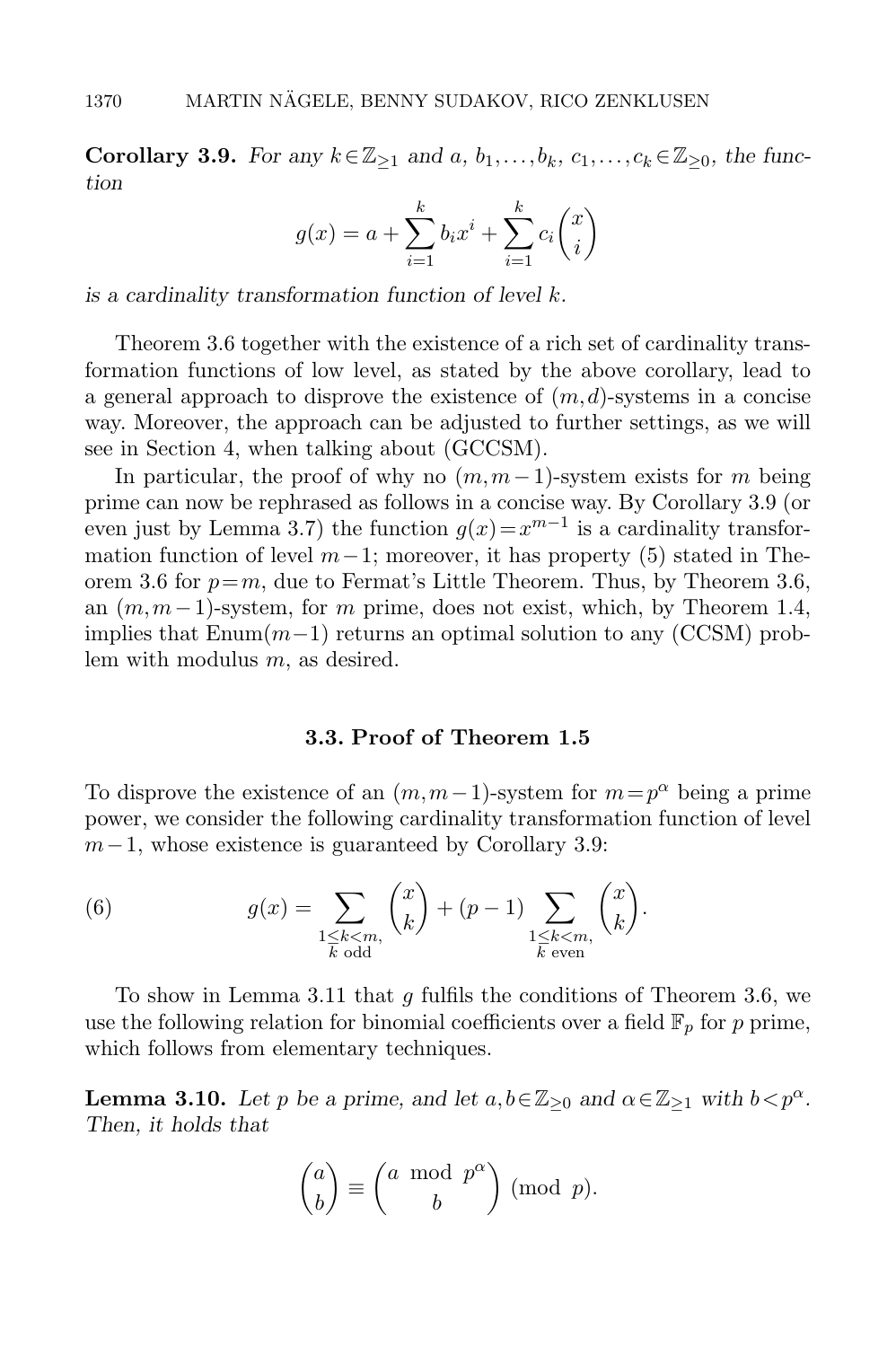**Corollary 3.9.** *For any $k \in \mathbb{Z}_{\geq 1}$ and $a, b_1, \ldots, b_k, c_1, \ldots, c_k \in \mathbb{Z}_{\geq 0}$, the function*

$$g(x) = a + \sum_{i=1}^{k} b_i x^i + \sum_{i=1}^{k} c_i \binom{x}{i}$$

*is a cardinality transformation function of level $k$.*

Theorem 3.6 together with the existence of a rich set of cardinality transformation functions of low level, as stated by the above corollary, lead to a general approach to disprove the existence of $(m, d)$-systems in a concise way. Moreover, the approach can be adjusted to further settings, as we will see in Section 4, when talking about (GCCSM).

In particular, the proof of why no $(m, m-1)$-system exists for $m$ being prime can now be rephrased as follows in a concise way. By Corollary 3.9 (or even just by Lemma 3.7) the function $g(x) = x^{m-1}$ is a cardinality transformation function of level $m-1$; moreover, it has property (5) stated in Theorem 3.6 for $p = m$, due to Fermat's Little Theorem. Thus, by Theorem 3.6, an $(m, m-1)$-system, for $m$ prime, does not exist, which, by Theorem 1.4, implies that Enum$(m-1)$ returns an optimal solution to any (CCSM) problem with modulus $m$, as desired.

### 3.3. Proof of Theorem 1.5

To disprove the existence of an $(m, m-1)$-system for $m = p^\alpha$ being a prime power, we consider the following cardinality transformation function of level $m-1$, whose existence is guaranteed by Corollary 3.9:

$$g(x) = \sum_{\substack{1 \leq k < m, \\ k \text{ odd}}} \binom{x}{k} + (p-1) \sum_{\substack{1 \leq k < m, \\ k \text{ even}}} \binom{x}{k}. \tag{6}$$

To show in Lemma 3.11 that $g$ fulfils the conditions of Theorem 3.6, we use the following relation for binomial coefficients over a field $\mathbb{F}_p$ for $p$ prime, which follows from elementary techniques.

**Lemma 3.10.** *Let $p$ be a prime, and let $a, b \in \mathbb{Z}_{\geq 0}$ and $\alpha \in \mathbb{Z}_{\geq 1}$ with $b < p^\alpha$. Then, it holds that*

$$\binom{a}{b} \equiv \binom{a \bmod p^\alpha}{b} \pmod{p}.$$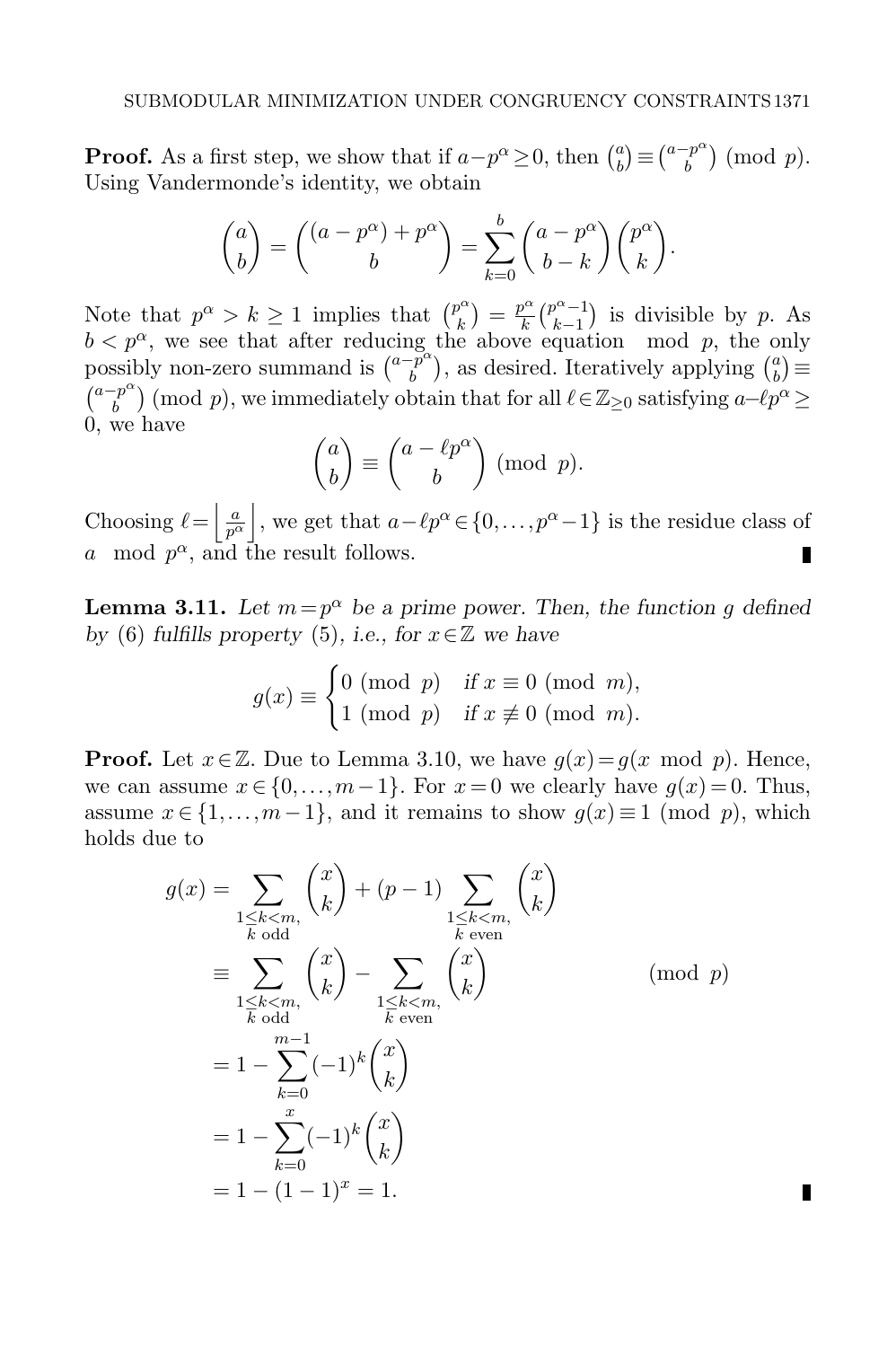**Proof.** As a first step, we show that if $a - p^\alpha \geq 0$, then $\binom{a}{b} \equiv \binom{a-p^\alpha}{b} \pmod{p}$. Using Vandermonde's identity, we obtain

$$\binom{a}{b} = \binom{(a-p^\alpha)+p^\alpha}{b} = \sum_{k=0}^{b} \binom{a-p^\alpha}{b-k}\binom{p^\alpha}{k}.$$

Note that $p^\alpha > k \geq 1$ implies that $\binom{p^\alpha}{k} = \frac{p^\alpha}{k}\binom{p^\alpha - 1}{k-1}$ is divisible by $p$. As $b < p^\alpha$, we see that after reducing the above equation $\bmod p$, the only possibly non-zero summand is $\binom{a-p^\alpha}{b}$, as desired. Iteratively applying $\binom{a}{b} \equiv \binom{a-p^\alpha}{b} \pmod{p}$, we immediately obtain that for all $\ell \in \mathbb{Z}_{\geq 0}$ satisfying $a - \ell p^\alpha \geq 0$, we have

$$\binom{a}{b} \equiv \binom{a - \ell p^\alpha}{b} \pmod{p}.$$

Choosing $\ell = \left\lfloor \frac{a}{p^\alpha} \right\rfloor$, we get that $a - \ell p^\alpha \in \{0, \dots, p^\alpha - 1\}$ is the residue class of $a \bmod p^\alpha$, and the result follows. ∎

**Lemma 3.11.** *Let $m = p^\alpha$ be a prime power. Then, the function $g$ defined by (6) fulfills property (5), i.e., for $x \in \mathbb{Z}$ we have*

$$g(x) \equiv \begin{cases} 0 \pmod{p} & \text{if } x \equiv 0 \pmod{m}, \\ 1 \pmod{p} & \text{if } x \not\equiv 0 \pmod{m}. \end{cases}$$

**Proof.** Let $x \in \mathbb{Z}$. Due to Lemma 3.10, we have $g(x) = g(x \bmod p)$. Hence, we can assume $x \in \{0, \dots, m-1\}$. For $x = 0$ we clearly have $g(x) = 0$. Thus, assume $x \in \{1, \dots, m-1\}$, and it remains to show $g(x) \equiv 1 \pmod{p}$, which holds due to

$$\begin{aligned}
g(x) &= \sum_{\substack{1 \leq k < m, \\ k \text{ odd}}} \binom{x}{k} + (p-1) \sum_{\substack{1 \leq k < m, \\ k \text{ even}}} \binom{x}{k} \\
&\equiv \sum_{\substack{1 \leq k < m, \\ k \text{ odd}}} \binom{x}{k} - \sum_{\substack{1 \leq k < m, \\ k \text{ even}}} \binom{x}{k} \qquad \pmod{p} \\
&= 1 - \sum_{k=0}^{m-1} (-1)^k \binom{x}{k} \\
&= 1 - \sum_{k=0}^{x} (-1)^k \binom{x}{k} \\
&= 1 - (1-1)^x = 1.
\end{aligned}$$

∎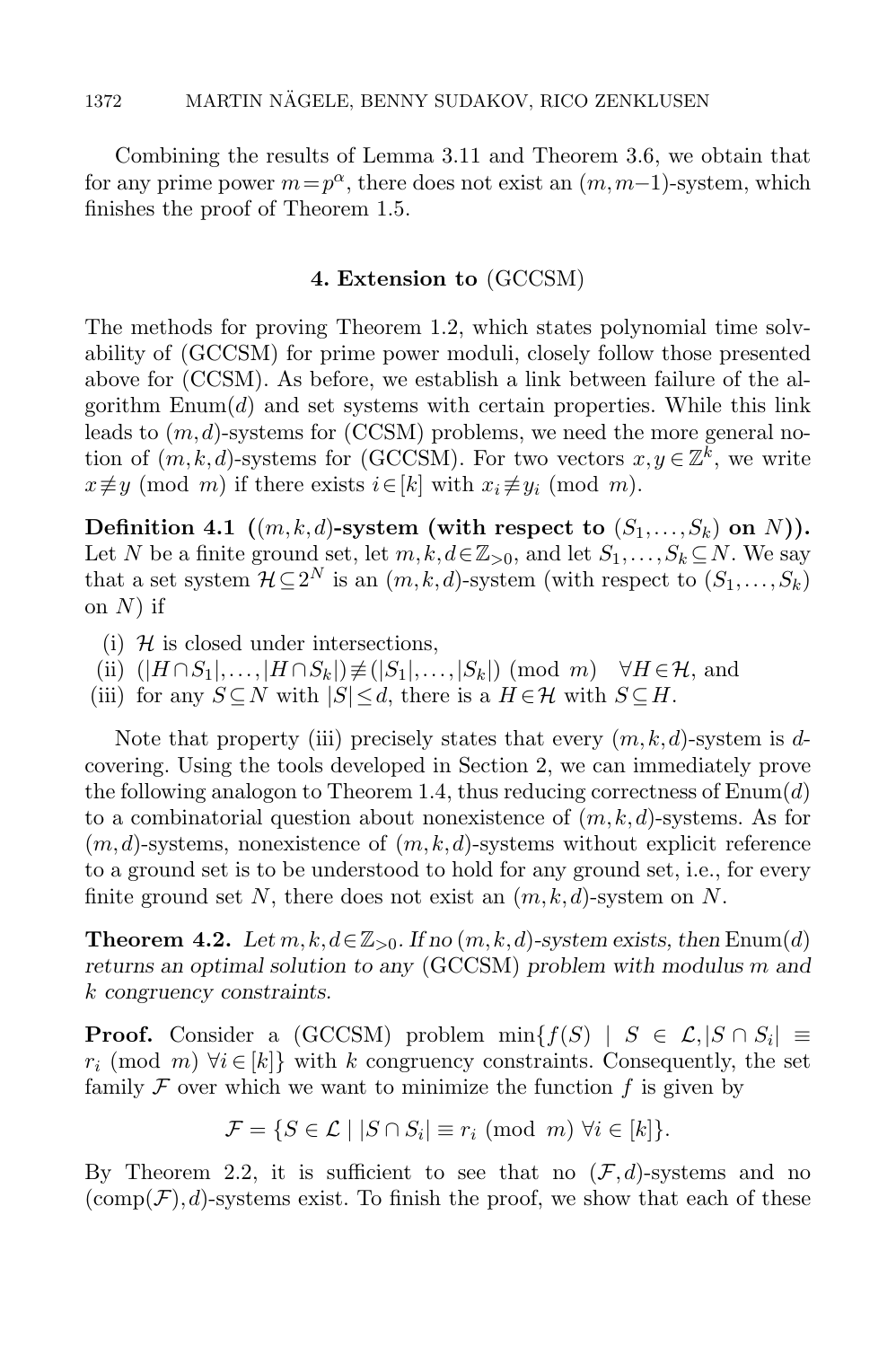Combining the results of Lemma 3.11 and Theorem 3.6, we obtain that for any prime power $m=p^\alpha$, there does not exist an $(m,m-1)$-system, which finishes the proof of Theorem 1.5.

## 4. Extension to (GCCSM)

The methods for proving Theorem 1.2, which states polynomial time solvability of (GCCSM) for prime power moduli, closely follow those presented above for (CCSM). As before, we establish a link between failure of the algorithm Enum($d$) and set systems with certain properties. While this link leads to $(m,d)$-systems for (CCSM) problems, we need the more general notion of $(m,k,d)$-systems for (GCCSM). For two vectors $x,y\in\mathbb{Z}^k$, we write $x\not\equiv y \pmod{m}$ if there exists $i\in[k]$ with $x_i\not\equiv y_i \pmod{m}$.

**Definition 4.1** (**$(m,k,d)$-system (with respect to $(S_1,\dots,S_k)$ on $N$)).** Let $N$ be a finite ground set, let $m,k,d\in\mathbb{Z}_{>0}$, and let $S_1,\dots,S_k\subseteq N$. We say that a set system $\mathcal{H}\subseteq 2^N$ is an $(m,k,d)$-system (with respect to $(S_1,\dots,S_k)$ on $N$) if

- (i) $\mathcal{H}$ is closed under intersections,
- (ii) $(|H\cap S_1|,\dots,|H\cap S_k|)\not\equiv(|S_1|,\dots,|S_k|) \pmod{m}\quad \forall H\in\mathcal{H}$, and
- (iii) for any $S\subseteq N$ with $|S|\le d$, there is a $H\in\mathcal{H}$ with $S\subseteq H$.

Note that property (iii) precisely states that every $(m,k,d)$-system is $d$-covering. Using the tools developed in Section 2, we can immediately prove the following analogon to Theorem 1.4, thus reducing correctness of Enum($d$) to a combinatorial question about nonexistence of $(m,k,d)$-systems. As for $(m,d)$-systems, nonexistence of $(m,k,d)$-systems without explicit reference to a ground set is to be understood to hold for any ground set, i.e., for every finite ground set $N$, there does not exist an $(m,k,d)$-system on $N$.

**Theorem 4.2.** *Let $m,k,d\in\mathbb{Z}_{>0}$. If no $(m,k,d)$-system exists, then* Enum($d$) *returns an optimal solution to any* (GCCSM) *problem with modulus $m$ and $k$ congruency constraints.*

**Proof.** Consider a (GCCSM) problem $\min\{f(S)\mid S\in\mathcal{L}, |S\cap S_i|\equiv r_i \pmod{m}\ \forall i\in[k]\}$ with $k$ congruency constraints. Consequently, the set family $\mathcal{F}$ over which we want to minimize the function $f$ is given by

$$\mathcal{F}=\{S\in\mathcal{L}\mid |S\cap S_i|\equiv r_i \pmod{m}\ \forall i\in[k]\}.$$

By Theorem 2.2, it is sufficient to see that no $(\mathcal{F},d)$-systems and no $(\mathrm{comp}(\mathcal{F}),d)$-systems exist. To finish the proof, we show that each of these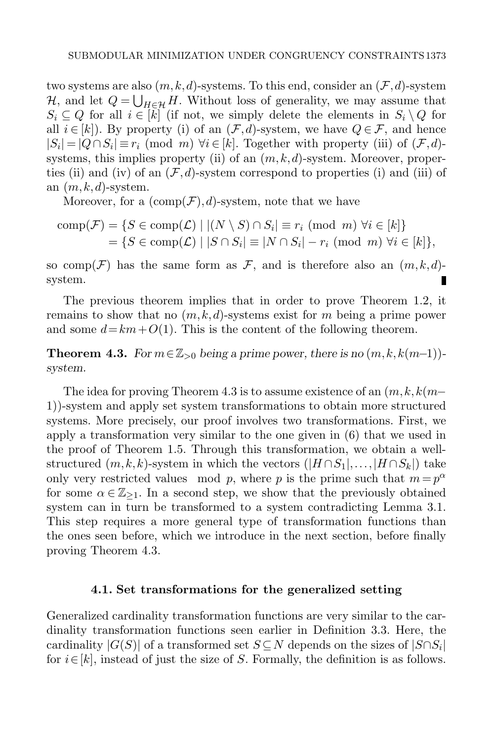two systems are also $(m,k,d)$-systems. To this end, consider an $(\mathcal{F},d)$-system $\mathcal{H}$, and let $Q = \bigcup_{H \in \mathcal{H}} H$. Without loss of generality, we may assume that $S_i \subseteq Q$ for all $i \in [k]$ (if not, we simply delete the elements in $S_i \setminus Q$ for all $i \in [k]$). By property (i) of an $(\mathcal{F},d)$-system, we have $Q \in \mathcal{F}$, and hence $|S_i| = |Q \cap S_i| \equiv r_i \pmod{m}$ $\forall i \in [k]$. Together with property (iii) of $(\mathcal{F},d)$-systems, this implies property (ii) of an $(m,k,d)$-system. Moreover, properties (ii) and (iv) of an $(\mathcal{F},d)$-system correspond to properties (i) and (iii) of an $(m,k,d)$-system.

Moreover, for a $(\mathrm{comp}(\mathcal{F}),d)$-system, note that we have

$$
\begin{aligned}
\mathrm{comp}(\mathcal{F}) &= \{S \in \mathrm{comp}(\mathcal{L}) \mid |(N \setminus S) \cap S_i| \equiv r_i \pmod{m} \ \forall i \in [k]\} \\
&= \{S \in \mathrm{comp}(\mathcal{L}) \mid |S \cap S_i| \equiv |N \cap S_i| - r_i \pmod{m} \ \forall i \in [k]\},
\end{aligned}
$$

so $\mathrm{comp}(\mathcal{F})$ has the same form as $\mathcal{F}$, and is therefore also an $(m,k,d)$-system. ∎

The previous theorem implies that in order to prove Theorem 1.2, it remains to show that no $(m,k,d)$-systems exist for $m$ being a prime power and some $d = km + O(1)$. This is the content of the following theorem.

**Theorem 4.3.** *For $m \in \mathbb{Z}_{>0}$ being a prime power, there is no $(m,k,k(m-1))$-system.*

The idea for proving Theorem 4.3 is to assume existence of an $(m,k,k(m-1))$-system and apply set system transformations to obtain more structured systems. More precisely, our proof involves two transformations. First, we apply a transformation very similar to the one given in (6) that we used in the proof of Theorem 1.5. Through this transformation, we obtain a well-structured $(m,k,k)$-system in which the vectors $(|H \cap S_1|, \ldots, |H \cap S_k|)$ take only very restricted values mod $p$, where $p$ is the prime such that $m = p^\alpha$ for some $\alpha \in \mathbb{Z}_{\geq 1}$. In a second step, we show that the previously obtained system can in turn be transformed to a system contradicting Lemma 3.1. This step requires a more general type of transformation functions than the ones seen before, which we introduce in the next section, before finally proving Theorem 4.3.

### 4.1. Set transformations for the generalized setting

Generalized cardinality transformation functions are very similar to the cardinality transformation functions seen earlier in Definition 3.3. Here, the cardinality $|G(S)|$ of a transformed set $S \subseteq N$ depends on the sizes of $|S \cap S_i|$ for $i \in [k]$, instead of just the size of $S$. Formally, the definition is as follows.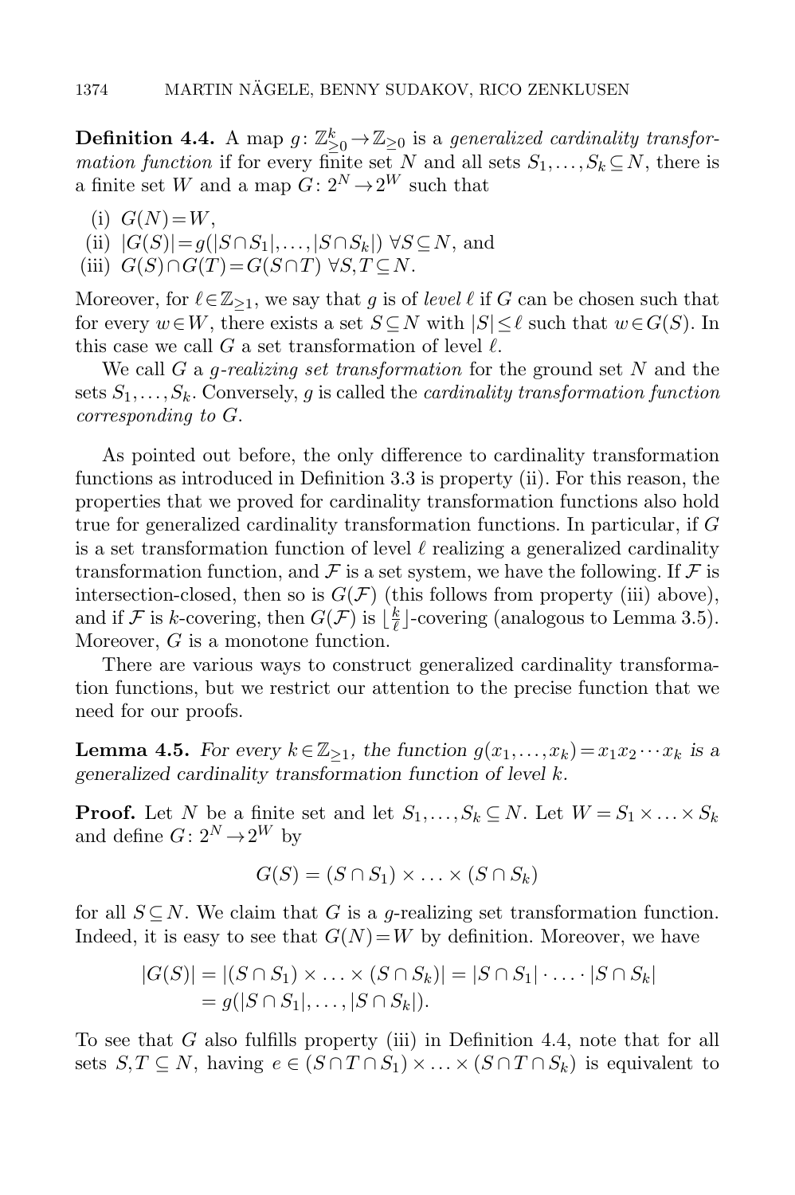**Definition 4.4.** A map $g\colon \mathbb{Z}_{\geq 0}^k \to \mathbb{Z}_{\geq 0}$ is a *generalized cardinality transformation function* if for every finite set $N$ and all sets $S_1,\dots,S_k \subseteq N$, there is a finite set $W$ and a map $G\colon 2^N \to 2^W$ such that

(i) $G(N) = W$,
(ii) $|G(S)| = g(|S\cap S_1|,\dots,|S\cap S_k|)$ $\forall S \subseteq N$, and
(iii) $G(S)\cap G(T) = G(S\cap T)$ $\forall S,T \subseteq N$.

Moreover, for $\ell \in \mathbb{Z}_{\geq 1}$, we say that $g$ is of *level* $\ell$ if $G$ can be chosen such that for every $w\in W$, there exists a set $S\subseteq N$ with $|S|\leq \ell$ such that $w\in G(S)$. In this case we call $G$ a set transformation of level $\ell$.

We call $G$ a *g-realizing set transformation* for the ground set $N$ and the sets $S_1,\dots,S_k$. Conversely, $g$ is called the *cardinality transformation function corresponding to* $G$.

As pointed out before, the only difference to cardinality transformation functions as introduced in Definition 3.3 is property (ii). For this reason, the properties that we proved for cardinality transformation functions also hold true for generalized cardinality transformation functions. In particular, if $G$ is a set transformation function of level $\ell$ realizing a generalized cardinality transformation function, and $\mathcal{F}$ is a set system, we have the following. If $\mathcal{F}$ is intersection-closed, then so is $G(\mathcal{F})$ (this follows from property (iii) above), and if $\mathcal{F}$ is $k$-covering, then $G(\mathcal{F})$ is $\lfloor \frac{k}{\ell} \rfloor$-covering (analogous to Lemma 3.5). Moreover, $G$ is a monotone function.

There are various ways to construct generalized cardinality transformation functions, but we restrict our attention to the precise function that we need for our proofs.

**Lemma 4.5.** *For every $k\in\mathbb{Z}_{\geq 1}$, the function $g(x_1,\dots,x_k) = x_1x_2\cdots x_k$ is a generalized cardinality transformation function of level $k$.*

**Proof.** Let $N$ be a finite set and let $S_1,\dots,S_k \subseteq N$. Let $W = S_1\times\ldots\times S_k$ and define $G\colon 2^N \to 2^W$ by

$$G(S) = (S\cap S_1)\times \ldots \times (S\cap S_k)$$

for all $S\subseteq N$. We claim that $G$ is a $g$-realizing set transformation function. Indeed, it is easy to see that $G(N)=W$ by definition. Moreover, we have

$$\begin{aligned}|G(S)| &= |(S\cap S_1)\times\ldots\times(S\cap S_k)| = |S\cap S_1|\cdot\ldots\cdot|S\cap S_k| \\ &= g(|S\cap S_1|,\dots,|S\cap S_k|).\end{aligned}$$

To see that $G$ also fulfills property (iii) in Definition 4.4, note that for all sets $S,T\subseteq N$, having $e\in (S\cap T\cap S_1)\times\ldots\times(S\cap T\cap S_k)$ is equivalent to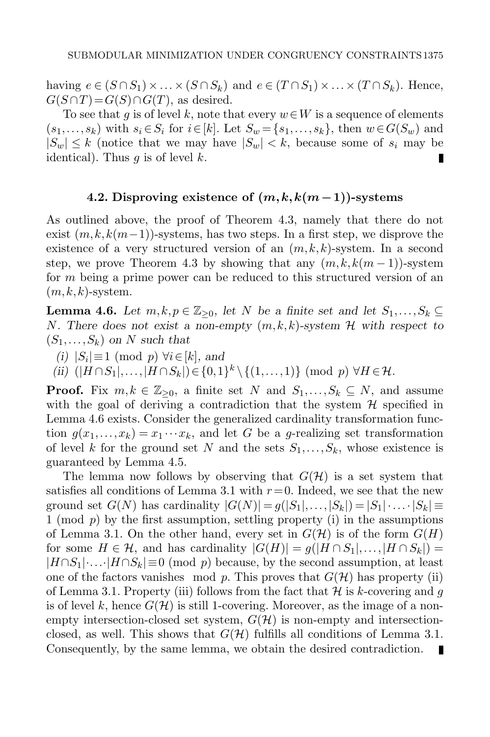having $e \in (S \cap S_1) \times \ldots \times (S \cap S_k)$ and $e \in (T \cap S_1) \times \ldots \times (T \cap S_k)$. Hence, $G(S \cap T) = G(S) \cap G(T)$, as desired.

To see that $g$ is of level $k$, note that every $w \in W$ is a sequence of elements $(s_1, \ldots, s_k)$ with $s_i \in S_i$ for $i \in [k]$. Let $S_w = \{s_1, \ldots, s_k\}$, then $w \in G(S_w)$ and $|S_w| \leq k$ (notice that we may have $|S_w| < k$, because some of $s_i$ may be identical). Thus $g$ is of level $k$. ∎

### 4.2. Disproving existence of $(m, k, k(m-1))$-systems

As outlined above, the proof of Theorem 4.3, namely that there do not exist $(m, k, k(m-1))$-systems, has two steps. In a first step, we disprove the existence of a very structured version of an $(m, k, k)$-system. In a second step, we prove Theorem 4.3 by showing that any $(m, k, k(m-1))$-system for $m$ being a prime power can be reduced to this structured version of an $(m, k, k)$-system.

**Lemma 4.6.** *Let $m, k, p \in \mathbb{Z}_{\geq 0}$, let $N$ be a finite set and let $S_1, \ldots, S_k \subseteq N$. There does not exist a non-empty $(m, k, k)$-system $\mathcal{H}$ with respect to $(S_1, \ldots, S_k)$ on $N$ such that*

*(i)* $|S_i| \equiv 1 \pmod{p}$ $\forall i \in [k]$, *and*

*(ii)* $(|H \cap S_1|, \ldots, |H \cap S_k|) \in \{0,1\}^k \setminus \{(1, \ldots, 1)\} \pmod{p}$ $\forall H \in \mathcal{H}$.

**Proof.** Fix $m, k \in \mathbb{Z}_{\geq 0}$, a finite set $N$ and $S_1, \ldots, S_k \subseteq N$, and assume with the goal of deriving a contradiction that the system $\mathcal{H}$ specified in Lemma 4.6 exists. Consider the generalized cardinality transformation function $g(x_1, \ldots, x_k) = x_1 \cdots x_k$, and let $G$ be a $g$-realizing set transformation of level $k$ for the ground set $N$ and the sets $S_1, \ldots, S_k$, whose existence is guaranteed by Lemma 4.5.

The lemma now follows by observing that $G(\mathcal{H})$ is a set system that satisfies all conditions of Lemma 3.1 with $r = 0$. Indeed, we see that the new ground set $G(N)$ has cardinality $|G(N)| = g(|S_1|, \ldots, |S_k|) = |S_1| \cdot \ldots \cdot |S_k| \equiv 1 \pmod{p}$ by the first assumption, settling property (i) in the assumptions of Lemma 3.1. On the other hand, every set in $G(\mathcal{H})$ is of the form $G(H)$ for some $H \in \mathcal{H}$, and has cardinality $|G(H)| = g(|H \cap S_1|, \ldots, |H \cap S_k|) = |H \cap S_1| \cdot \ldots \cdot |H \cap S_k| \equiv 0 \pmod{p}$ because, by the second assumption, at least one of the factors vanishes $\bmod\ p$. This proves that $G(\mathcal{H})$ has property (ii) of Lemma 3.1. Property (iii) follows from the fact that $\mathcal{H}$ is $k$-covering and $g$ is of level $k$, hence $G(\mathcal{H})$ is still 1-covering. Moreover, as the image of a non-empty intersection-closed set system, $G(\mathcal{H})$ is non-empty and intersection-closed, as well. This shows that $G(\mathcal{H})$ fulfills all conditions of Lemma 3.1. Consequently, by the same lemma, we obtain the desired contradiction. ∎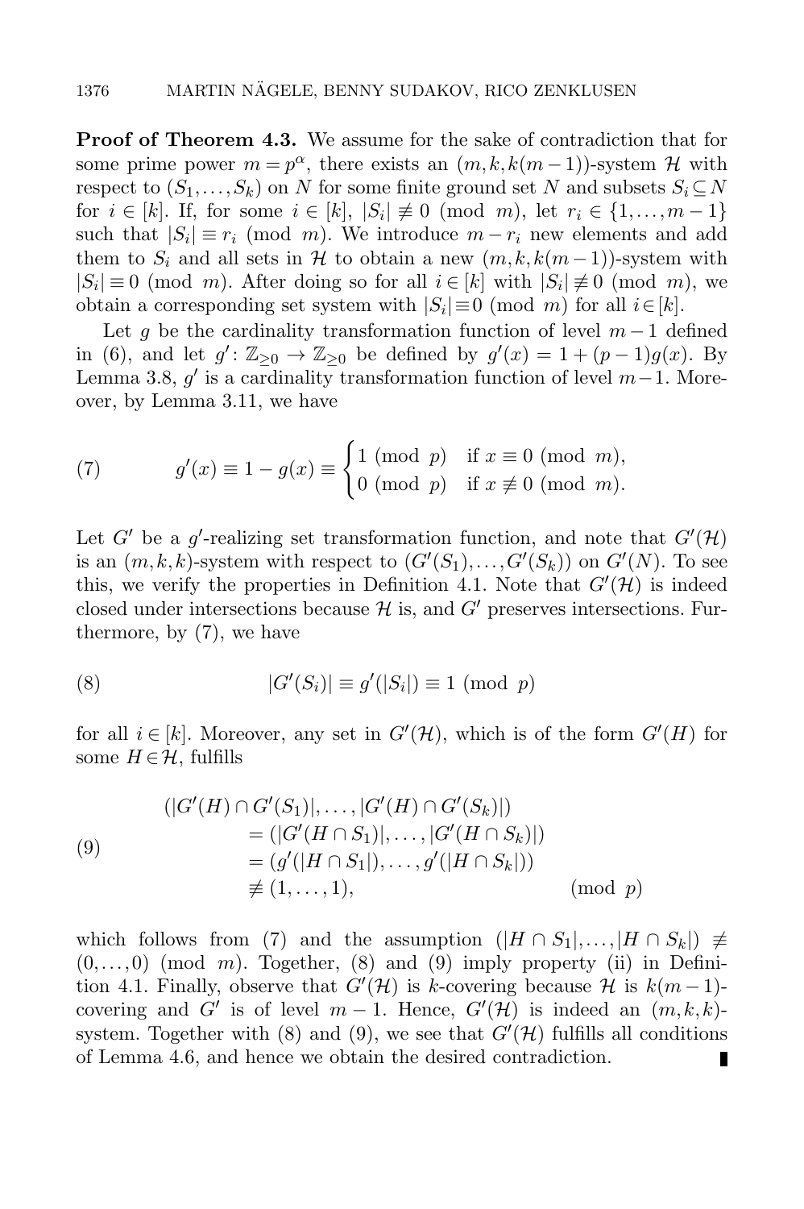**Proof of Theorem 4.3.** We assume for the sake of contradiction that for some prime power $m = p^\alpha$, there exists an $(m, k, k(m-1))$-system $\mathcal{H}$ with respect to $(S_1, \ldots, S_k)$ on $N$ for some finite ground set $N$ and subsets $S_i \subseteq N$ for $i \in [k]$. If, for some $i \in [k]$, $|S_i| \not\equiv 0 \pmod{m}$, let $r_i \in \{1, \ldots, m-1\}$ such that $|S_i| \equiv r_i \pmod{m}$. We introduce $m - r_i$ new elements and add them to $S_i$ and all sets in $\mathcal{H}$ to obtain a new $(m, k, k(m-1))$-system with $|S_i| \equiv 0 \pmod{m}$. After doing so for all $i \in [k]$ with $|S_i| \not\equiv 0 \pmod{m}$, we obtain a corresponding set system with $|S_i| \equiv 0 \pmod{m}$ for all $i \in [k]$.

Let $g$ be the cardinality transformation function of level $m-1$ defined in (6), and let $g' \colon \mathbb{Z}_{\geq 0} \to \mathbb{Z}_{\geq 0}$ be defined by $g'(x) = 1 + (p-1)g(x)$. By Lemma 3.8, $g'$ is a cardinality transformation function of level $m-1$. Moreover, by Lemma 3.11, we have

$$
g'(x) \equiv 1 - g(x) \equiv \begin{cases} 1 \pmod{p} & \text{if } x \equiv 0 \pmod{m}, \\ 0 \pmod{p} & \text{if } x \not\equiv 0 \pmod{m}. \end{cases} \tag{7}
$$

Let $G'$ be a $g'$-realizing set transformation function, and note that $G'(\mathcal{H})$ is an $(m, k, k)$-system with respect to $(G'(S_1), \ldots, G'(S_k))$ on $G'(N)$. To see this, we verify the properties in Definition 4.1. Note that $G'(\mathcal{H})$ is indeed closed under intersections because $\mathcal{H}$ is, and $G'$ preserves intersections. Furthermore, by (7), we have

$$
|G'(S_i)| \equiv g'(|S_i|) \equiv 1 \pmod{p} \tag{8}
$$

for all $i \in [k]$. Moreover, any set in $G'(\mathcal{H})$, which is of the form $G'(H)$ for some $H \in \mathcal{H}$, fulfills

$$
\begin{aligned}
(|G'(H) \cap G'(S_1)|, \ldots, |G'(H) \cap G'(S_k)|) \\
&= (|G'(H \cap S_1)|, \ldots, |G'(H \cap S_k)|) \\
&= (g'(|H \cap S_1|), \ldots, g'(|H \cap S_k|)) \\
&\not\equiv (1, \ldots, 1), \qquad\qquad \pmod{p}
\end{aligned} \tag{9}
$$

which follows from (7) and the assumption $(|H \cap S_1|, \ldots, |H \cap S_k|) \not\equiv (0, \ldots, 0) \pmod{m}$. Together, (8) and (9) imply property (ii) in Definition 4.1. Finally, observe that $G'(\mathcal{H})$ is $k$-covering because $\mathcal{H}$ is $k(m-1)$-covering and $G'$ is of level $m-1$. Hence, $G'(\mathcal{H})$ is indeed an $(m, k, k)$-system. Together with (8) and (9), we see that $G'(\mathcal{H})$ fulfills all conditions of Lemma 4.6, and hence we obtain the desired contradiction. ∎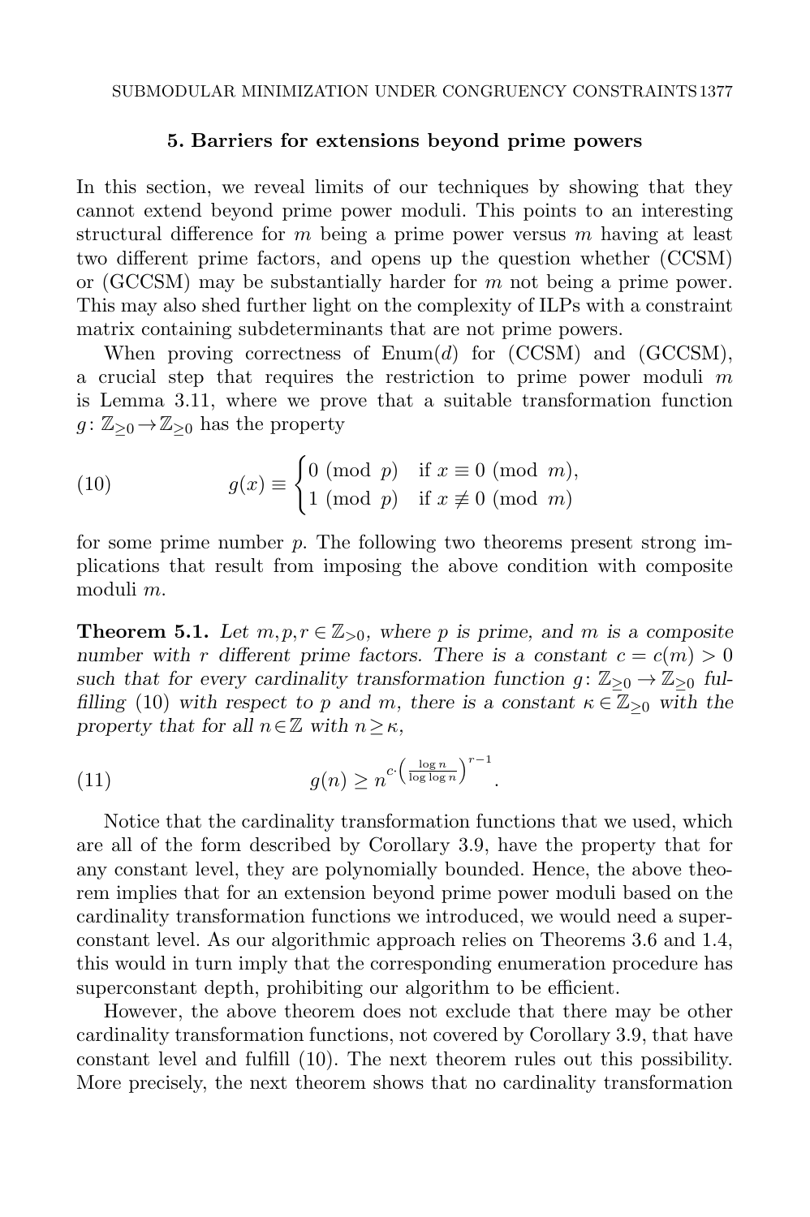## 5. Barriers for extensions beyond prime powers

In this section, we reveal limits of our techniques by showing that they cannot extend beyond prime power moduli. This points to an interesting structural difference for $m$ being a prime power versus $m$ having at least two different prime factors, and opens up the question whether (CCSM) or (GCCSM) may be substantially harder for $m$ not being a prime power. This may also shed further light on the complexity of ILPs with a constraint matrix containing subdeterminants that are not prime powers.

When proving correctness of Enum($d$) for (CCSM) and (GCCSM), a crucial step that requires the restriction to prime power moduli $m$ is Lemma 3.11, where we prove that a suitable transformation function $g\colon \mathbb{Z}_{\geq 0} \to \mathbb{Z}_{\geq 0}$ has the property

$$
g(x) \equiv \begin{cases} 0 \pmod{p} & \text{if } x \equiv 0 \pmod{m}, \\ 1 \pmod{p} & \text{if } x \not\equiv 0 \pmod{m} \end{cases} \tag{10}
$$

for some prime number $p$. The following two theorems present strong implications that result from imposing the above condition with composite moduli $m$.

**Theorem 5.1.** *Let $m, p, r \in \mathbb{Z}_{>0}$, where $p$ is prime, and $m$ is a composite number with $r$ different prime factors. There is a constant $c = c(m) > 0$ such that for every cardinality transformation function $g\colon \mathbb{Z}_{\geq 0} \to \mathbb{Z}_{\geq 0}$ fulfilling* (10) *with respect to $p$ and $m$, there is a constant $\kappa \in \mathbb{Z}_{\geq 0}$ with the property that for all $n \in \mathbb{Z}$ with $n \geq \kappa$,*

$$
g(n) \geq n^{c \cdot \left(\frac{\log n}{\log \log n}\right)^{r-1}}. \tag{11}
$$

Notice that the cardinality transformation functions that we used, which are all of the form described by Corollary 3.9, have the property that for any constant level, they are polynomially bounded. Hence, the above theorem implies that for an extension beyond prime power moduli based on the cardinality transformation functions we introduced, we would need a superconstant level. As our algorithmic approach relies on Theorems 3.6 and 1.4, this would in turn imply that the corresponding enumeration procedure has superconstant depth, prohibiting our algorithm to be efficient.

However, the above theorem does not exclude that there may be other cardinality transformation functions, not covered by Corollary 3.9, that have constant level and fulfill (10). The next theorem rules out this possibility. More precisely, the next theorem shows that no cardinality transformation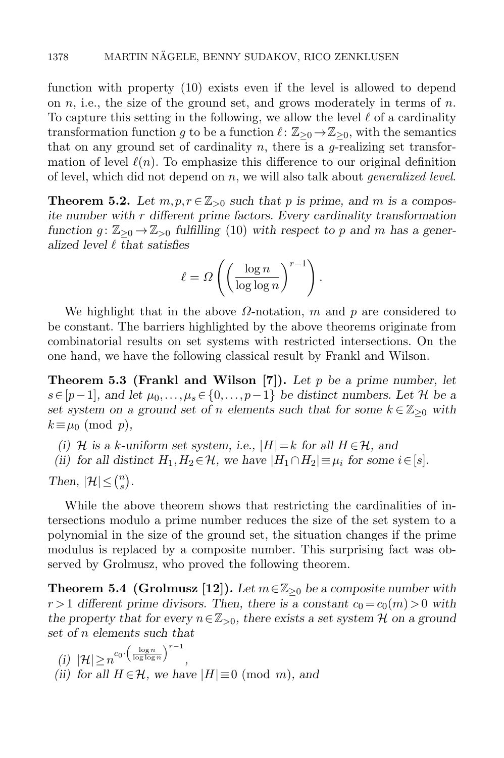function with property (10) exists even if the level is allowed to depend on $n$, i.e., the size of the ground set, and grows moderately in terms of $n$. To capture this setting in the following, we allow the level $\ell$ of a cardinality transformation function $g$ to be a function $\ell\colon \mathbb{Z}_{\geq 0} \to \mathbb{Z}_{\geq 0}$, with the semantics that on any ground set of cardinality $n$, there is a $g$-realizing set transformation of level $\ell(n)$. To emphasize this difference to our original definition of level, which did not depend on $n$, we will also talk about *generalized level*.

**Theorem 5.2.** *Let $m, p, r \in \mathbb{Z}_{>0}$ such that $p$ is prime, and $m$ is a composite number with $r$ different prime factors. Every cardinality transformation function $g\colon \mathbb{Z}_{\geq 0} \to \mathbb{Z}_{>0}$ fulfilling* (10) *with respect to $p$ and $m$ has a generalized level $\ell$ that satisfies*

$$\ell = \Omega\left(\left(\frac{\log n}{\log\log n}\right)^{r-1}\right).$$

We highlight that in the above $\Omega$-notation, $m$ and $p$ are considered to be constant. The barriers highlighted by the above theorems originate from combinatorial results on set systems with restricted intersections. On the one hand, we have the following classical result by Frankl and Wilson.

**Theorem 5.3 (Frankl and Wilson [7]).** *Let $p$ be a prime number, let $s \in [p-1]$, and let $\mu_0, \ldots, \mu_s \in \{0, \ldots, p-1\}$ be distinct numbers. Let $\mathcal{H}$ be a set system on a ground set of $n$ elements such that for some $k \in \mathbb{Z}_{\geq 0}$ with $k \equiv \mu_0 \pmod{p}$,*

*(i) $\mathcal{H}$ is a $k$-uniform set system, i.e., $|H| = k$ for all $H \in \mathcal{H}$, and*
*(ii) for all distinct $H_1, H_2 \in \mathcal{H}$, we have $|H_1 \cap H_2| \equiv \mu_i$ for some $i \in [s]$.*

*Then, $|\mathcal{H}| \leq \binom{n}{s}$.*

While the above theorem shows that restricting the cardinalities of intersections modulo a prime number reduces the size of the set system to a polynomial in the size of the ground set, the situation changes if the prime modulus is replaced by a composite number. This surprising fact was observed by Grolmusz, who proved the following theorem.

**Theorem 5.4 (Grolmusz [12]).** *Let $m \in \mathbb{Z}_{\geq 0}$ be a composite number with $r > 1$ different prime divisors. Then, there is a constant $c_0 = c_0(m) > 0$ with the property that for every $n \in \mathbb{Z}_{>0}$, there exists a set system $\mathcal{H}$ on a ground set of $n$ elements such that*

*(i) $|\mathcal{H}| \geq n^{c_0 \cdot \left(\frac{\log n}{\log\log n}\right)^{r-1}}$,*
*(ii) for all $H \in \mathcal{H}$, we have $|H| \equiv 0 \pmod{m}$, and*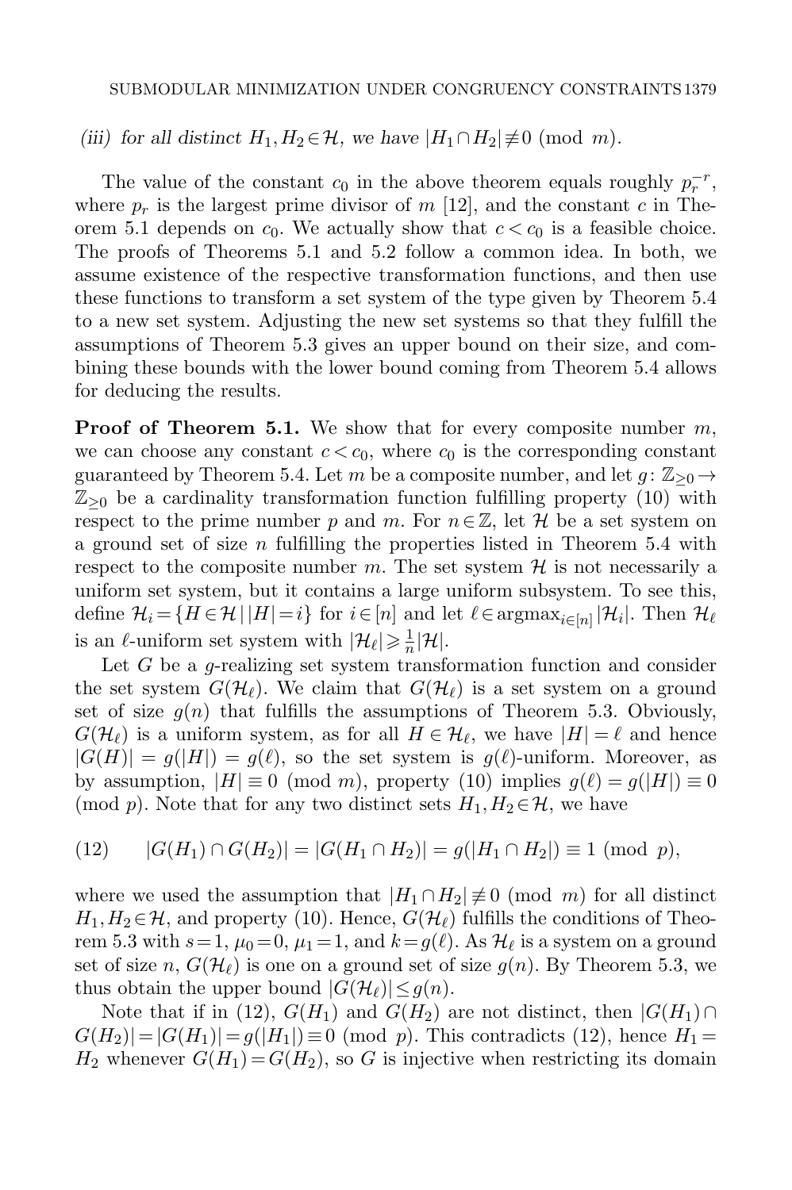*(iii) for all distinct $H_1, H_2 \in \mathcal{H}$, we have $|H_1 \cap H_2| \not\equiv 0 \pmod{m}$.*

The value of the constant $c_0$ in the above theorem equals roughly $p_r^{-r}$, where $p_r$ is the largest prime divisor of $m$ [12], and the constant $c$ in Theorem 5.1 depends on $c_0$. We actually show that $c < c_0$ is a feasible choice. The proofs of Theorems 5.1 and 5.2 follow a common idea. In both, we assume existence of the respective transformation functions, and then use these functions to transform a set system of the type given by Theorem 5.4 to a new set system. Adjusting the new set systems so that they fulfill the assumptions of Theorem 5.3 gives an upper bound on their size, and combining these bounds with the lower bound coming from Theorem 5.4 allows for deducing the results.

**Proof of Theorem 5.1.** We show that for every composite number $m$, we can choose any constant $c < c_0$, where $c_0$ is the corresponding constant guaranteed by Theorem 5.4. Let $m$ be a composite number, and let $g\colon \mathbb{Z}_{\geq 0} \to \mathbb{Z}_{\geq 0}$ be a cardinality transformation function fulfilling property (10) with respect to the prime number $p$ and $m$. For $n \in \mathbb{Z}$, let $\mathcal{H}$ be a set system on a ground set of size $n$ fulfilling the properties listed in Theorem 5.4 with respect to the composite number $m$. The set system $\mathcal{H}$ is not necessarily a uniform set system, but it contains a large uniform subsystem. To see this, define $\mathcal{H}_i = \{H \in \mathcal{H} \mid |H| = i\}$ for $i \in [n]$ and let $\ell \in \operatorname{argmax}_{i \in [n]} |\mathcal{H}_i|$. Then $\mathcal{H}_\ell$ is an $\ell$-uniform set system with $|\mathcal{H}_\ell| \geqslant \frac{1}{n}|\mathcal{H}|$.

Let $G$ be a $g$-realizing set system transformation function and consider the set system $G(\mathcal{H}_\ell)$. We claim that $G(\mathcal{H}_\ell)$ is a set system on a ground set of size $g(n)$ that fulfills the assumptions of Theorem 5.3. Obviously, $G(\mathcal{H}_\ell)$ is a uniform system, as for all $H \in \mathcal{H}_\ell$, we have $|H| = \ell$ and hence $|G(H)| = g(|H|) = g(\ell)$, so the set system is $g(\ell)$-uniform. Moreover, as by assumption, $|H| \equiv 0 \pmod{m}$, property (10) implies $g(\ell) = g(|H|) \equiv 0 \pmod{p}$. Note that for any two distinct sets $H_1, H_2 \in \mathcal{H}$, we have

$$
|G(H_1) \cap G(H_2)| = |G(H_1 \cap H_2)| = g(|H_1 \cap H_2|) \equiv 1 \pmod{p}, \tag{12}
$$

where we used the assumption that $|H_1 \cap H_2| \not\equiv 0 \pmod{m}$ for all distinct $H_1, H_2 \in \mathcal{H}$, and property (10). Hence, $G(\mathcal{H}_\ell)$ fulfills the conditions of Theorem 5.3 with $s = 1$, $\mu_0 = 0$, $\mu_1 = 1$, and $k = g(\ell)$. As $\mathcal{H}_\ell$ is a system on a ground set of size $n$, $G(\mathcal{H}_\ell)$ is one on a ground set of size $g(n)$. By Theorem 5.3, we thus obtain the upper bound $|G(\mathcal{H}_\ell)| \leq g(n)$.

Note that if in (12), $G(H_1)$ and $G(H_2)$ are not distinct, then $|G(H_1) \cap G(H_2)| = |G(H_1)| = g(|H_1|) \equiv 0 \pmod{p}$. This contradicts (12), hence $H_1 = H_2$ whenever $G(H_1) = G(H_2)$, so $G$ is injective when restricting its domain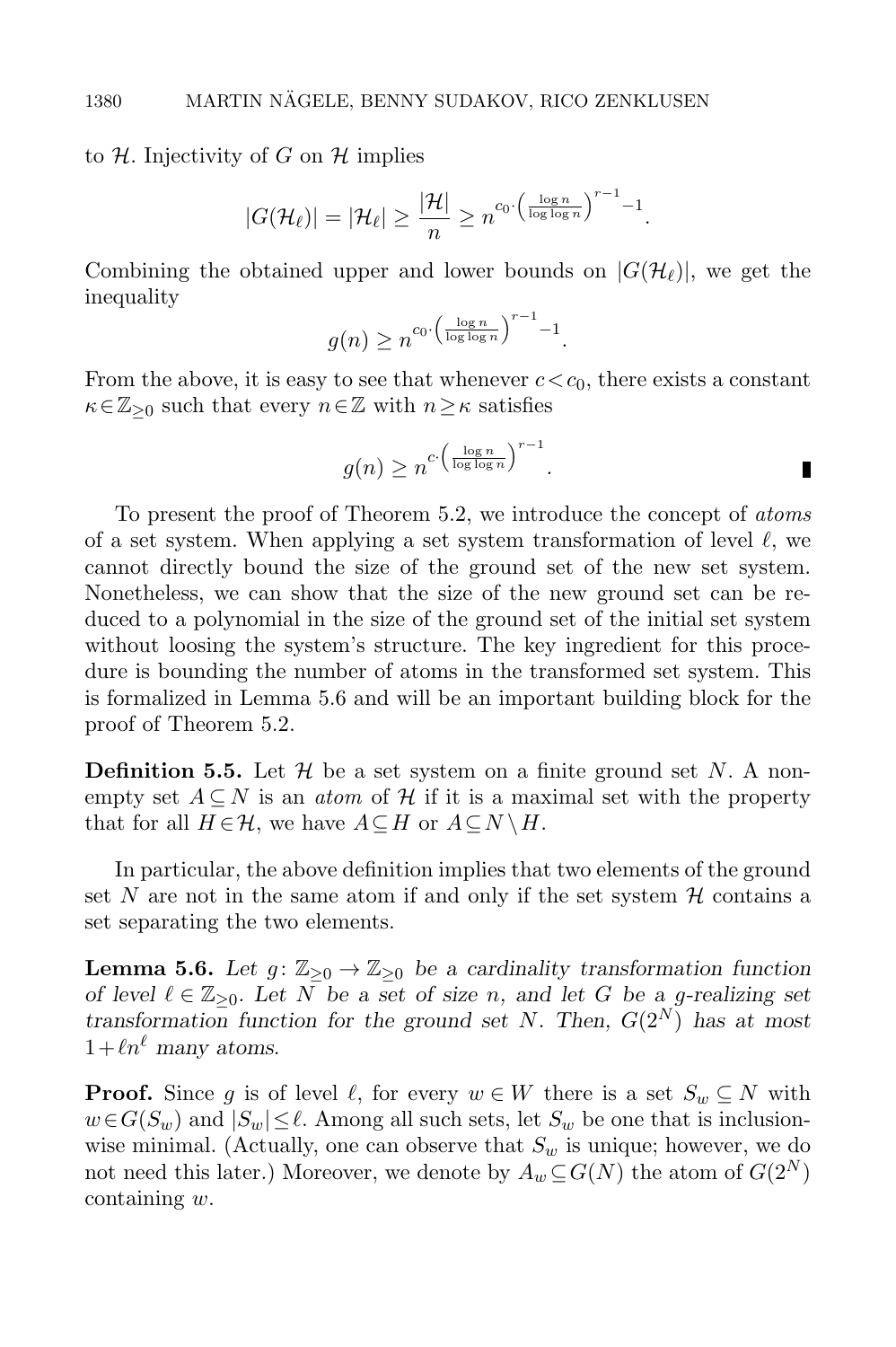to $\mathcal{H}$. Injectivity of $G$ on $\mathcal{H}$ implies

$$|G(\mathcal{H}_\ell)| = |\mathcal{H}_\ell| \geq \frac{|\mathcal{H}|}{n} \geq n^{c_0 \cdot \left(\frac{\log n}{\log\log n}\right)^{r-1} - 1}.$$

Combining the obtained upper and lower bounds on $|G(\mathcal{H}_\ell)|$, we get the inequality

$$g(n) \geq n^{c_0 \cdot \left(\frac{\log n}{\log\log n}\right)^{r-1} - 1}.$$

From the above, it is easy to see that whenever $c < c_0$, there exists a constant $\kappa \in \mathbb{Z}_{\geq 0}$ such that every $n \in \mathbb{Z}$ with $n \geq \kappa$ satisfies

$$g(n) \geq n^{c \cdot \left(\frac{\log n}{\log\log n}\right)^{r-1}}.$$

∎

To present the proof of Theorem 5.2, we introduce the concept of *atoms* of a set system. When applying a set system transformation of level $\ell$, we cannot directly bound the size of the ground set of the new set system. Nonetheless, we can show that the size of the new ground set can be reduced to a polynomial in the size of the ground set of the initial set system without loosing the system's structure. The key ingredient for this procedure is bounding the number of atoms in the transformed set system. This is formalized in Lemma 5.6 and will be an important building block for the proof of Theorem 5.2.

**Definition 5.5.** Let $\mathcal{H}$ be a set system on a finite ground set $N$. A nonempty set $A \subseteq N$ is an *atom* of $\mathcal{H}$ if it is a maximal set with the property that for all $H \in \mathcal{H}$, we have $A \subseteq H$ or $A \subseteq N \setminus H$.

In particular, the above definition implies that two elements of the ground set $N$ are not in the same atom if and only if the set system $\mathcal{H}$ contains a set separating the two elements.

**Lemma 5.6.** *Let $g\colon \mathbb{Z}_{\geq 0} \to \mathbb{Z}_{\geq 0}$ be a cardinality transformation function of level $\ell \in \mathbb{Z}_{\geq 0}$. Let $N$ be a set of size $n$, and let $G$ be a $g$-realizing set transformation function for the ground set $N$. Then, $G(2^N)$ has at most $1 + \ell n^\ell$ many atoms.*

**Proof.** Since $g$ is of level $\ell$, for every $w \in W$ there is a set $S_w \subseteq N$ with $w \in G(S_w)$ and $|S_w| \leq \ell$. Among all such sets, let $S_w$ be one that is inclusionwise minimal. (Actually, one can observe that $S_w$ is unique; however, we do not need this later.) Moreover, we denote by $A_w \subseteq G(N)$ the atom of $G(2^N)$ containing $w$.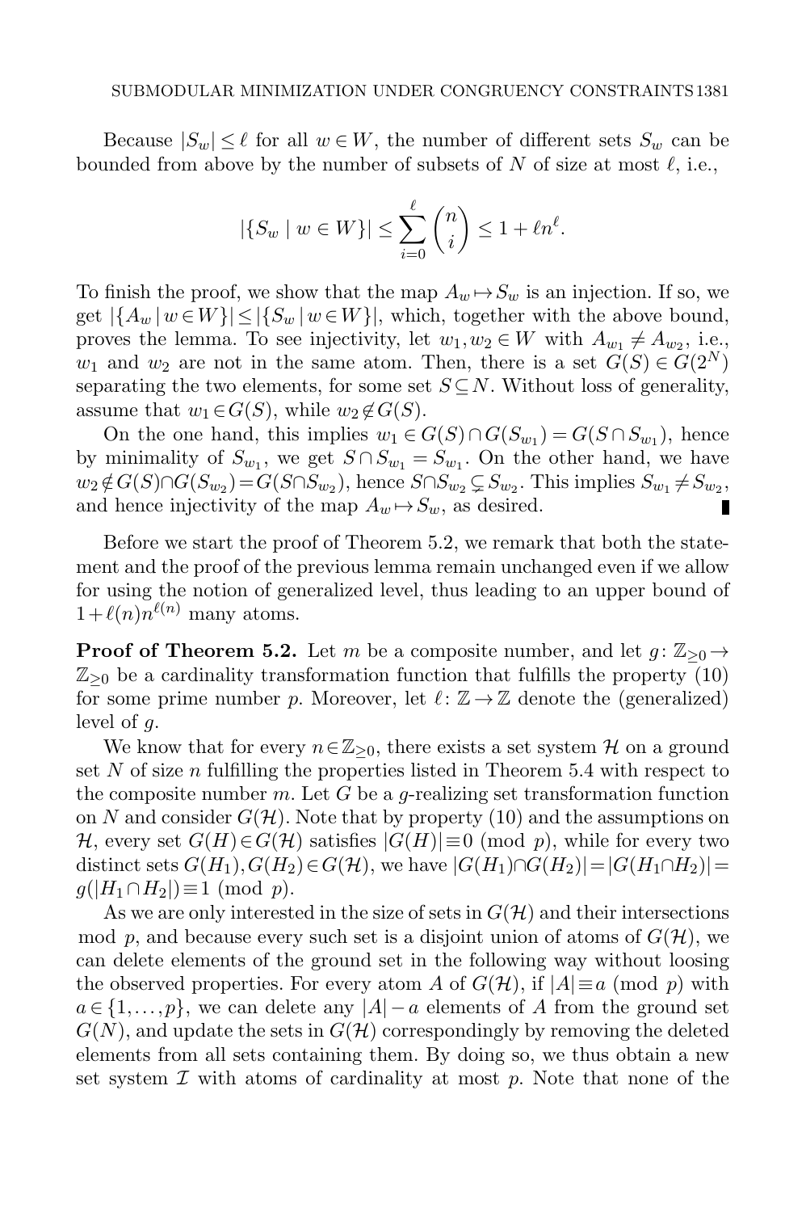Because $|S_w| \leq \ell$ for all $w \in W$, the number of different sets $S_w$ can be bounded from above by the number of subsets of $N$ of size at most $\ell$, i.e.,

$$|\{S_w \mid w \in W\}| \leq \sum_{i=0}^{\ell} \binom{n}{i} \leq 1 + \ell n^{\ell}.$$

To finish the proof, we show that the map $A_w \mapsto S_w$ is an injection. If so, we get $|\{A_w \mid w \in W\}| \leq |\{S_w \mid w \in W\}|$, which, together with the above bound, proves the lemma. To see injectivity, let $w_1, w_2 \in W$ with $A_{w_1} \neq A_{w_2}$, i.e., $w_1$ and $w_2$ are not in the same atom. Then, there is a set $G(S) \in G(2^N)$ separating the two elements, for some set $S \subseteq N$. Without loss of generality, assume that $w_1 \in G(S)$, while $w_2 \notin G(S)$.

On the one hand, this implies $w_1 \in G(S) \cap G(S_{w_1}) = G(S \cap S_{w_1})$, hence by minimality of $S_{w_1}$, we get $S \cap S_{w_1} = S_{w_1}$. On the other hand, we have $w_2 \notin G(S) \cap G(S_{w_2}) = G(S \cap S_{w_2})$, hence $S \cap S_{w_2} \subsetneq S_{w_2}$. This implies $S_{w_1} \neq S_{w_2}$, and hence injectivity of the map $A_w \mapsto S_w$, as desired. ∎

Before we start the proof of Theorem 5.2, we remark that both the statement and the proof of the previous lemma remain unchanged even if we allow for using the notion of generalized level, thus leading to an upper bound of $1 + \ell(n) n^{\ell(n)}$ many atoms.

**Proof of Theorem 5.2.** Let $m$ be a composite number, and let $g \colon \mathbb{Z}_{\geq 0} \to \mathbb{Z}_{\geq 0}$ be a cardinality transformation function that fulfills the property (10) for some prime number $p$. Moreover, let $\ell \colon \mathbb{Z} \to \mathbb{Z}$ denote the (generalized) level of $g$.

We know that for every $n \in \mathbb{Z}_{\geq 0}$, there exists a set system $\mathcal{H}$ on a ground set $N$ of size $n$ fulfilling the properties listed in Theorem 5.4 with respect to the composite number $m$. Let $G$ be a $g$-realizing set transformation function on $N$ and consider $G(\mathcal{H})$. Note that by property (10) and the assumptions on $\mathcal{H}$, every set $G(H) \in G(\mathcal{H})$ satisfies $|G(H)| \equiv 0 \pmod{p}$, while for every two distinct sets $G(H_1), G(H_2) \in G(\mathcal{H})$, we have $|G(H_1) \cap G(H_2)| = |G(H_1 \cap H_2)| = g(|H_1 \cap H_2|) \equiv 1 \pmod{p}$.

As we are only interested in the size of sets in $G(\mathcal{H})$ and their intersections mod $p$, and because every such set is a disjoint union of atoms of $G(\mathcal{H})$, we can delete elements of the ground set in the following way without loosing the observed properties. For every atom $A$ of $G(\mathcal{H})$, if $|A| \equiv a \pmod{p}$ with $a \in \{1, \ldots, p\}$, we can delete any $|A| - a$ elements of $A$ from the ground set $G(N)$, and update the sets in $G(\mathcal{H})$ correspondingly by removing the deleted elements from all sets containing them. By doing so, we thus obtain a new set system $\mathcal{I}$ with atoms of cardinality at most $p$. Note that none of the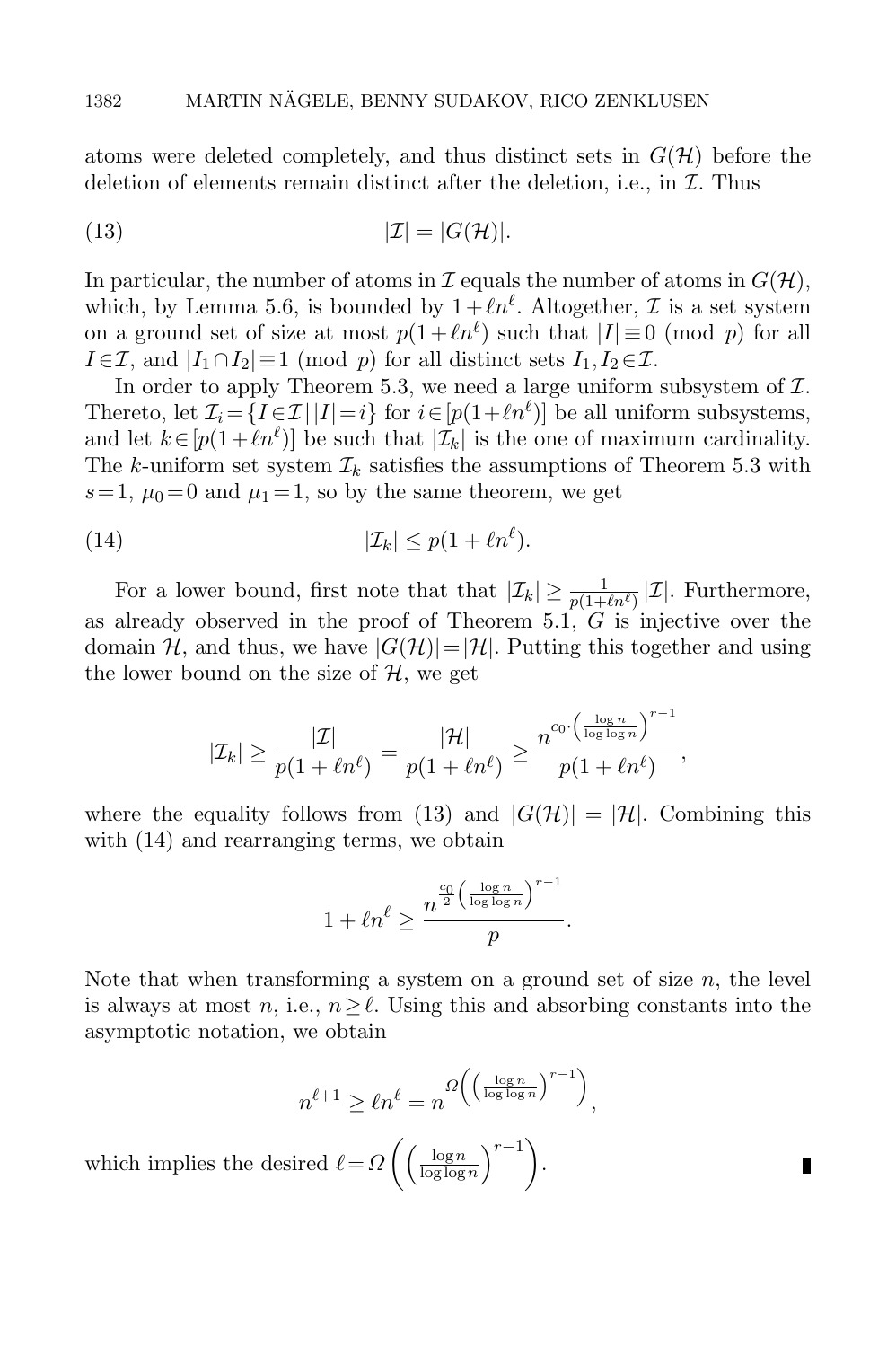atoms were deleted completely, and thus distinct sets in $G(\mathcal{H})$ before the deletion of elements remain distinct after the deletion, i.e., in $\mathcal{I}$. Thus

$$|\mathcal{I}| = |G(\mathcal{H})|. \tag{13}$$

In particular, the number of atoms in $\mathcal{I}$ equals the number of atoms in $G(\mathcal{H})$, which, by Lemma 5.6, is bounded by $1+\ell n^\ell$. Altogether, $\mathcal{I}$ is a set system on a ground set of size at most $p(1+\ell n^\ell)$ such that $|I| \equiv 0 \pmod p$ for all $I \in \mathcal{I}$, and $|I_1 \cap I_2| \equiv 1 \pmod p$ for all distinct sets $I_1, I_2 \in \mathcal{I}$.

In order to apply Theorem 5.3, we need a large uniform subsystem of $\mathcal{I}$. Thereto, let $\mathcal{I}_i = \{I \in \mathcal{I} \mid |I| = i\}$ for $i \in [p(1+\ell n^\ell)]$ be all uniform subsystems, and let $k \in [p(1+\ell n^\ell)]$ be such that $|\mathcal{I}_k|$ is the one of maximum cardinality. The $k$-uniform set system $\mathcal{I}_k$ satisfies the assumptions of Theorem 5.3 with $s=1$, $\mu_0 = 0$ and $\mu_1 = 1$, so by the same theorem, we get

$$|\mathcal{I}_k| \leq p(1+\ell n^\ell). \tag{14}$$

For a lower bound, first note that that $|\mathcal{I}_k| \geq \frac{1}{p(1+\ell n^\ell)} |\mathcal{I}|$. Furthermore, as already observed in the proof of Theorem 5.1, $G$ is injective over the domain $\mathcal{H}$, and thus, we have $|G(\mathcal{H})| = |\mathcal{H}|$. Putting this together and using the lower bound on the size of $\mathcal{H}$, we get

$$|\mathcal{I}_k| \geq \frac{|\mathcal{I}|}{p(1+\ell n^\ell)} = \frac{|\mathcal{H}|}{p(1+\ell n^\ell)} \geq \frac{n^{c_0 \cdot \left(\frac{\log n}{\log\log n}\right)^{r-1}}}{p(1+\ell n^\ell)},$$

where the equality follows from (13) and $|G(\mathcal{H})| = |\mathcal{H}|$. Combining this with (14) and rearranging terms, we obtain

$$1 + \ell n^\ell \geq \frac{n^{\frac{c_0}{2}\left(\frac{\log n}{\log\log n}\right)^{r-1}}}{p}.$$

Note that when transforming a system on a ground set of size $n$, the level is always at most $n$, i.e., $n \geq \ell$. Using this and absorbing constants into the asymptotic notation, we obtain

$$n^{\ell+1} \geq \ell n^\ell = n^{\Omega\left(\left(\frac{\log n}{\log\log n}\right)^{r-1}\right)},$$

which implies the desired $\ell = \Omega\left(\left(\frac{\log n}{\log\log n}\right)^{r-1}\right)$. ∎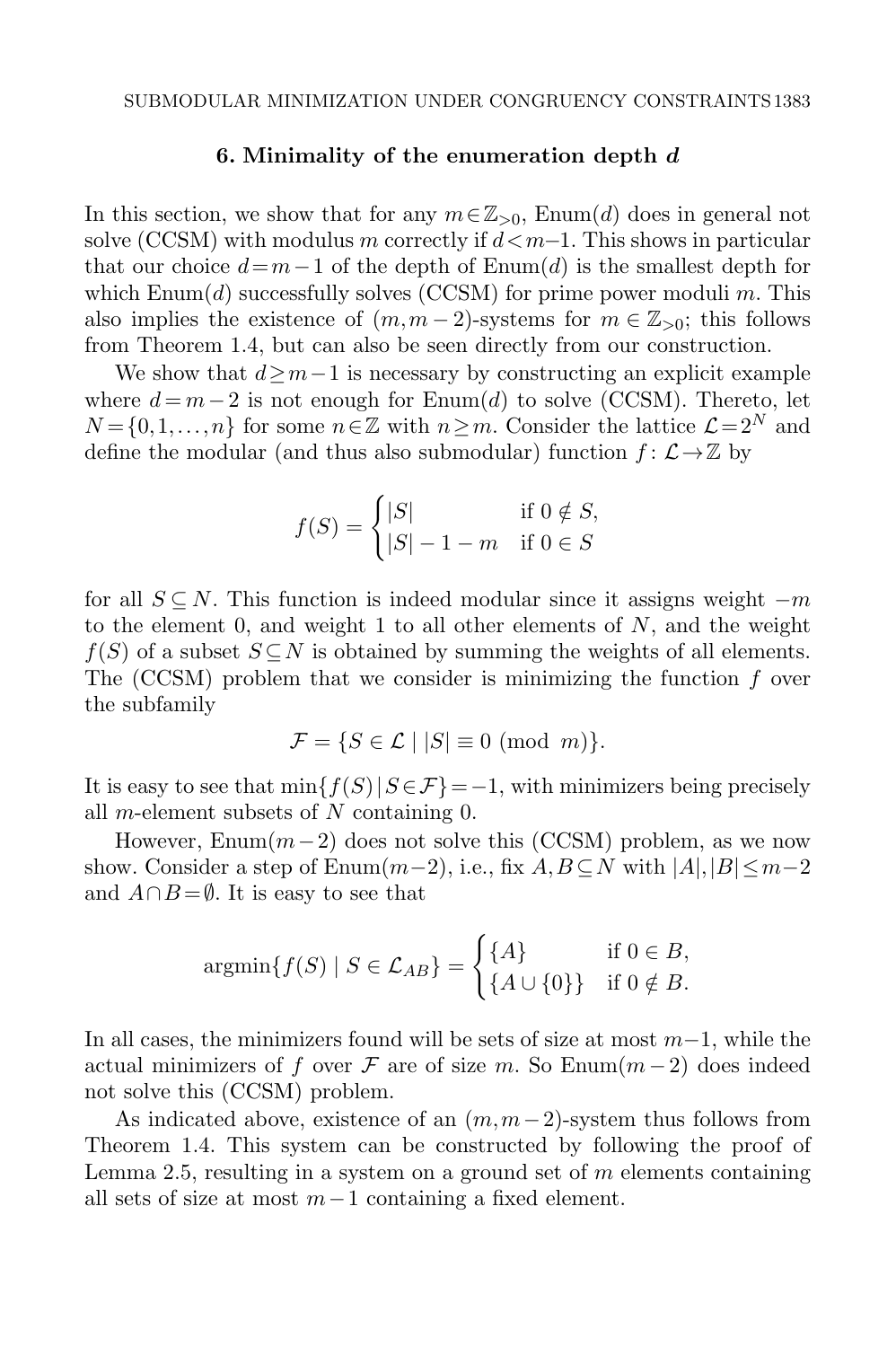## 6. Minimality of the enumeration depth $d$

In this section, we show that for any $m \in \mathbb{Z}_{>0}$, Enum($d$) does in general not solve (CCSM) with modulus $m$ correctly if $d < m-1$. This shows in particular that our choice $d = m-1$ of the depth of Enum($d$) is the smallest depth for which Enum($d$) successfully solves (CCSM) for prime power moduli $m$. This also implies the existence of $(m, m-2)$-systems for $m \in \mathbb{Z}_{>0}$; this follows from Theorem 1.4, but can also be seen directly from our construction.

We show that $d \geq m-1$ is necessary by constructing an explicit example where $d = m-2$ is not enough for Enum($d$) to solve (CCSM). Thereto, let $N = \{0, 1, \ldots, n\}$ for some $n \in \mathbb{Z}$ with $n \geq m$. Consider the lattice $\mathcal{L} = 2^N$ and define the modular (and thus also submodular) function $f\colon \mathcal{L} \to \mathbb{Z}$ by

$$
f(S) = \begin{cases} |S| & \text{if } 0 \notin S, \\ |S| - 1 - m & \text{if } 0 \in S \end{cases}
$$

for all $S \subseteq N$. This function is indeed modular since it assigns weight $-m$ to the element 0, and weight 1 to all other elements of $N$, and the weight $f(S)$ of a subset $S \subseteq N$ is obtained by summing the weights of all elements. The (CCSM) problem that we consider is minimizing the function $f$ over the subfamily

$$
\mathcal{F} = \{S \in \mathcal{L} \mid |S| \equiv 0 \pmod{m}\}.
$$

It is easy to see that $\min\{f(S) \mid S \in \mathcal{F}\} = -1$, with minimizers being precisely all $m$-element subsets of $N$ containing 0.

However, Enum($m-2$) does not solve this (CCSM) problem, as we now show. Consider a step of Enum($m-2$), i.e., fix $A, B \subseteq N$ with $|A|, |B| \leq m-2$ and $A \cap B = \emptyset$. It is easy to see that

$$
\operatorname{argmin}\{f(S) \mid S \in \mathcal{L}_{AB}\} = \begin{cases} \{A\} & \text{if } 0 \in B, \\ \{A \cup \{0\}\} & \text{if } 0 \notin B. \end{cases}
$$

In all cases, the minimizers found will be sets of size at most $m-1$, while the actual minimizers of $f$ over $\mathcal{F}$ are of size $m$. So Enum($m-2$) does indeed not solve this (CCSM) problem.

As indicated above, existence of an $(m, m-2)$-system thus follows from Theorem 1.4. This system can be constructed by following the proof of Lemma 2.5, resulting in a system on a ground set of $m$ elements containing all sets of size at most $m-1$ containing a fixed element.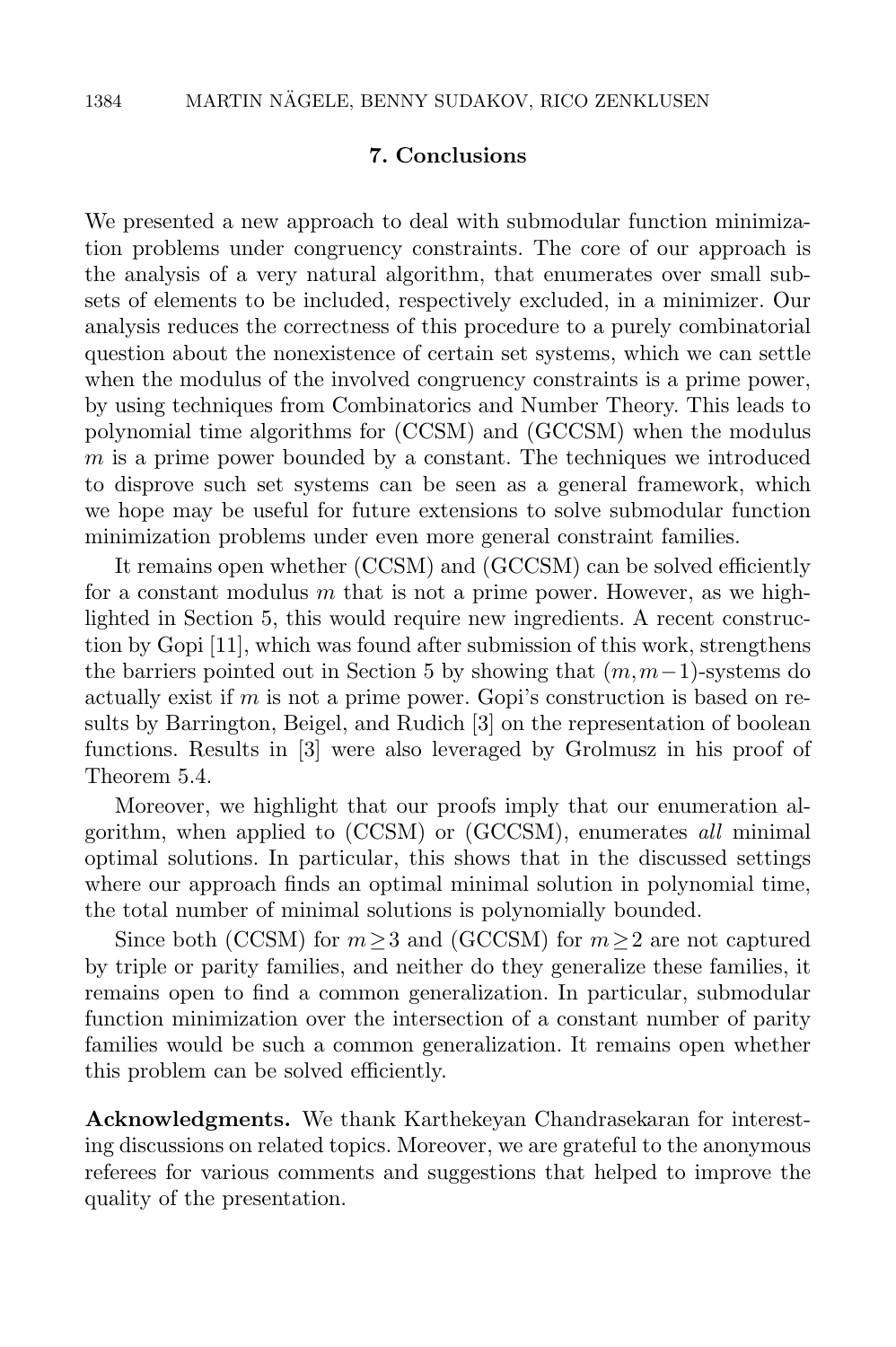## 7. Conclusions

We presented a new approach to deal with submodular function minimization problems under congruency constraints. The core of our approach is the analysis of a very natural algorithm, that enumerates over small subsets of elements to be included, respectively excluded, in a minimizer. Our analysis reduces the correctness of this procedure to a purely combinatorial question about the nonexistence of certain set systems, which we can settle when the modulus of the involved congruency constraints is a prime power, by using techniques from Combinatorics and Number Theory. This leads to polynomial time algorithms for (CCSM) and (GCCSM) when the modulus $m$ is a prime power bounded by a constant. The techniques we introduced to disprove such set systems can be seen as a general framework, which we hope may be useful for future extensions to solve submodular function minimization problems under even more general constraint families.

It remains open whether (CCSM) and (GCCSM) can be solved efficiently for a constant modulus $m$ that is not a prime power. However, as we highlighted in Section 5, this would require new ingredients. A recent construction by Gopi [11], which was found after submission of this work, strengthens the barriers pointed out in Section 5 by showing that $(m, m-1)$-systems do actually exist if $m$ is not a prime power. Gopi's construction is based on results by Barrington, Beigel, and Rudich [3] on the representation of boolean functions. Results in [3] were also leveraged by Grolmusz in his proof of Theorem 5.4.

Moreover, we highlight that our proofs imply that our enumeration algorithm, when applied to (CCSM) or (GCCSM), enumerates *all* minimal optimal solutions. In particular, this shows that in the discussed settings where our approach finds an optimal minimal solution in polynomial time, the total number of minimal solutions is polynomially bounded.

Since both (CCSM) for $m \geq 3$ and (GCCSM) for $m \geq 2$ are not captured by triple or parity families, and neither do they generalize these families, it remains open to find a common generalization. In particular, submodular function minimization over the intersection of a constant number of parity families would be such a common generalization. It remains open whether this problem can be solved efficiently.

**Acknowledgments.** We thank Karthekeyan Chandrasekaran for interesting discussions on related topics. Moreover, we are grateful to the anonymous referees for various comments and suggestions that helped to improve the quality of the presentation.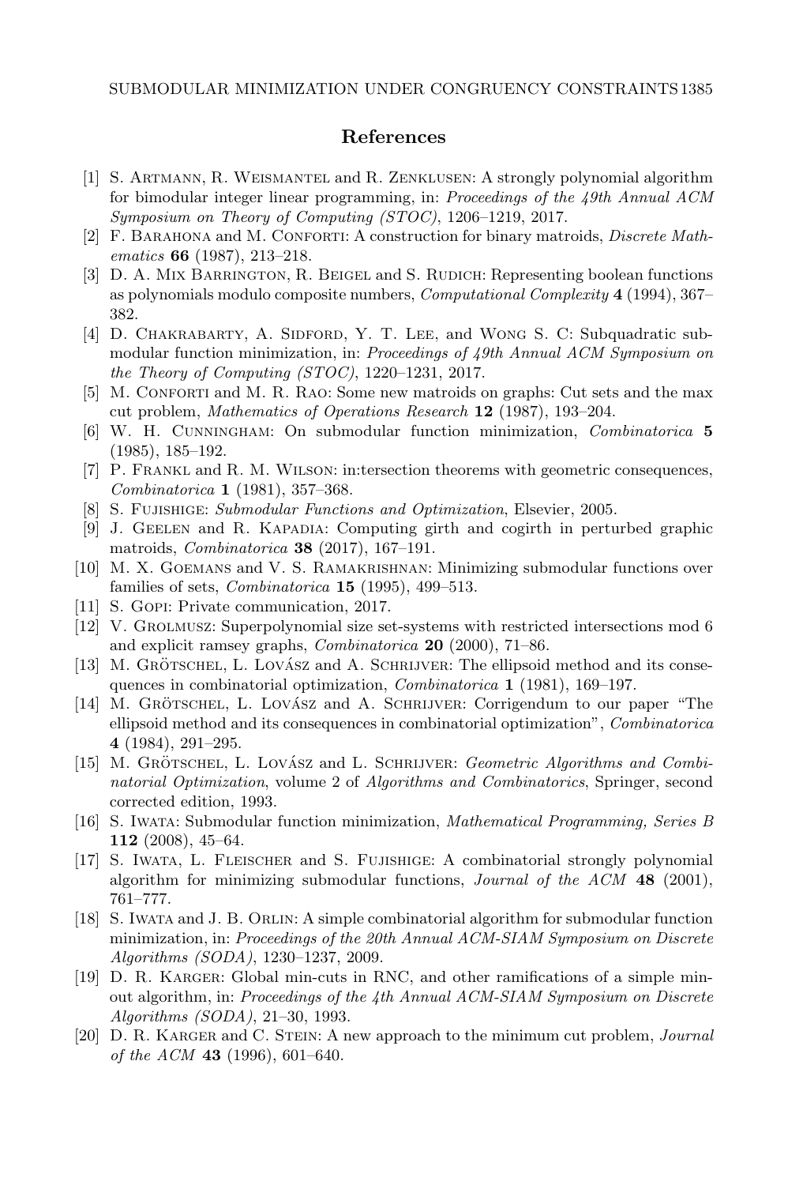## References

[1] S. Artmann, R. Weismantel and R. Zenklusen: A strongly polynomial algorithm for bimodular integer linear programming, in: *Proceedings of the 49th Annual ACM Symposium on Theory of Computing (STOC)*, 1206–1219, 2017.

[2] F. Barahona and M. Conforti: A construction for binary matroids, *Discrete Mathematics* **66** (1987), 213–218.

[3] D. A. Mix Barrington, R. Beigel and S. Rudich: Representing boolean functions as polynomials modulo composite numbers, *Computational Complexity* **4** (1994), 367–382.

[4] D. Chakrabarty, A. Sidford, Y. T. Lee, and Wong S. C: Subquadratic submodular function minimization, in: *Proceedings of 49th Annual ACM Symposium on the Theory of Computing (STOC)*, 1220–1231, 2017.

[5] M. Conforti and M. R. Rao: Some new matroids on graphs: Cut sets and the max cut problem, *Mathematics of Operations Research* **12** (1987), 193–204.

[6] W. H. Cunningham: On submodular function minimization, *Combinatorica* **5** (1985), 185–192.

[7] P. Frankl and R. M. Wilson: in:tersection theorems with geometric consequences, *Combinatorica* **1** (1981), 357–368.

[8] S. Fujishige: *Submodular Functions and Optimization*, Elsevier, 2005.

[9] J. Geelen and R. Kapadia: Computing girth and cogirth in perturbed graphic matroids, *Combinatorica* **38** (2017), 167–191.

[10] M. X. Goemans and V. S. Ramakrishnan: Minimizing submodular functions over families of sets, *Combinatorica* **15** (1995), 499–513.

[11] S. Gopi: Private communication, 2017.

[12] V. Grolmusz: Superpolynomial size set-systems with restricted intersections mod 6 and explicit ramsey graphs, *Combinatorica* **20** (2000), 71–86.

[13] M. Grötschel, L. Lovász and A. Schrijver: The ellipsoid method and its consequences in combinatorial optimization, *Combinatorica* **1** (1981), 169–197.

[14] M. Grötschel, L. Lovász and A. Schrijver: Corrigendum to our paper "The ellipsoid method and its consequences in combinatorial optimization", *Combinatorica* **4** (1984), 291–295.

[15] M. Grötschel, L. Lovász and L. Schrijver: *Geometric Algorithms and Combinatorial Optimization*, volume 2 of *Algorithms and Combinatorics*, Springer, second corrected edition, 1993.

[16] S. Iwata: Submodular function minimization, *Mathematical Programming, Series B* **112** (2008), 45–64.

[17] S. Iwata, L. Fleischer and S. Fujishige: A combinatorial strongly polynomial algorithm for minimizing submodular functions, *Journal of the ACM* **48** (2001), 761–777.

[18] S. Iwata and J. B. Orlin: A simple combinatorial algorithm for submodular function minimization, in: *Proceedings of the 20th Annual ACM-SIAM Symposium on Discrete Algorithms (SODA)*, 1230–1237, 2009.

[19] D. R. Karger: Global min-cuts in RNC, and other ramifications of a simple min-out algorithm, in: *Proceedings of the 4th Annual ACM-SIAM Symposium on Discrete Algorithms (SODA)*, 21–30, 1993.

[20] D. R. Karger and C. Stein: A new approach to the minimum cut problem, *Journal of the ACM* **43** (1996), 601–640.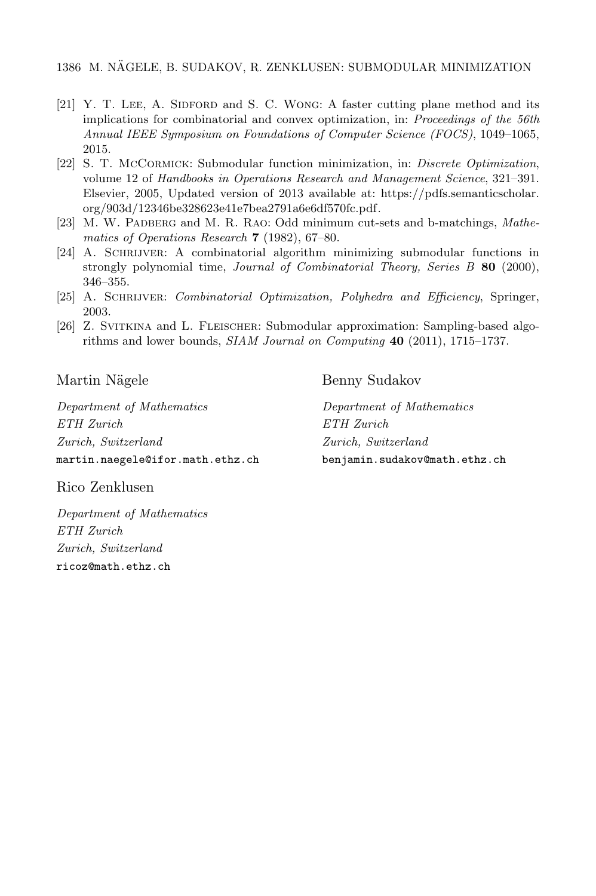[21] Y. T. Lee, A. Sidford and S. C. Wong: A faster cutting plane method and its implications for combinatorial and convex optimization, in: *Proceedings of the 56th Annual IEEE Symposium on Foundations of Computer Science (FOCS)*, 1049–1065, 2015.

[22] S. T. McCormick: Submodular function minimization, in: *Discrete Optimization*, volume 12 of *Handbooks in Operations Research and Management Science*, 321–391. Elsevier, 2005, Updated version of 2013 available at: https://pdfs.semanticscholar.org/903d/12346be328623e41e7bea2791a6e6df570fc.pdf.

[23] M. W. Padberg and M. R. Rao: Odd minimum cut-sets and b-matchings, *Mathematics of Operations Research* **7** (1982), 67–80.

[24] A. Schrijver: A combinatorial algorithm minimizing submodular functions in strongly polynomial time, *Journal of Combinatorial Theory, Series B* **80** (2000), 346–355.

[25] A. Schrijver: *Combinatorial Optimization, Polyhedra and Efficiency*, Springer, 2003.

[26] Z. Svitkina and L. Fleischer: Submodular approximation: Sampling-based algorithms and lower bounds, *SIAM Journal on Computing* **40** (2011), 1715–1737.

Martin Nägele

*Department of Mathematics*
*ETH Zurich*
*Zurich, Switzerland*
martin.naegele@ifor.math.ethz.ch

Benny Sudakov

*Department of Mathematics*
*ETH Zurich*
*Zurich, Switzerland*
benjamin.sudakov@math.ethz.ch

Rico Zenklusen

*Department of Mathematics*
*ETH Zurich*
*Zurich, Switzerland*
ricoz@math.ethz.ch